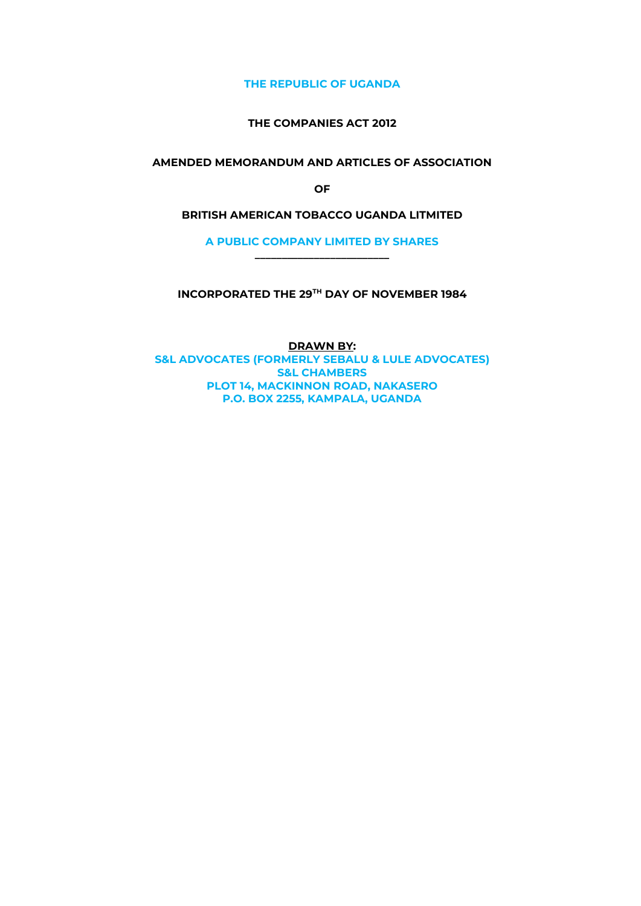**THE REPUBLIC OF UGANDA**

**THE COMPANIES ACT 2012**

**AMENDED MEMORANDUM AND ARTICLES OF ASSOCIATION**

**OF**

**BRITISH AMERICAN TOBACCO UGANDA LITMITED**

**A PUBLIC COMPANY LIMITED BY SHARES**

---

**INCORPORATED THE 29TH DAY OF NOVEMBER 1984**

**DRAWN BY:**
**S&L ADVOCATES (FORMERLY SEBALU & LULE ADVOCATES)**
**S&L CHAMBERS**
**PLOT 14, MACKINNON ROAD, NAKASERO**
**P.O. BOX 2255, KAMPALA, UGANDA**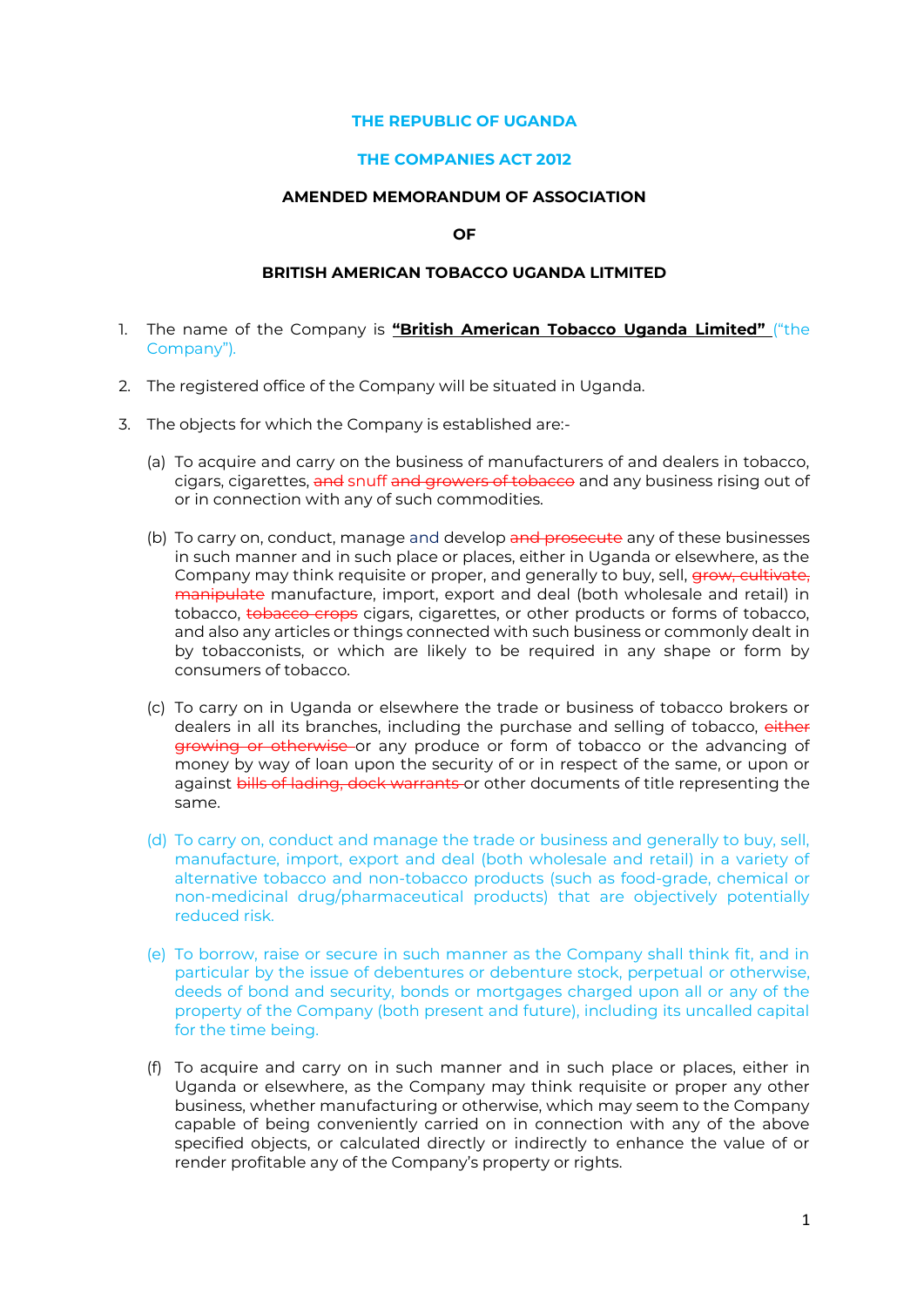**THE REPUBLIC OF UGANDA**

**THE COMPANIES ACT 2012**

**AMENDED MEMORANDUM OF ASSOCIATION**

**OF**

**BRITISH AMERICAN TOBACCO UGANDA LITMITED**

1. The name of the Company is **"British American Tobacco Uganda Limited"** ("the Company").

2. The registered office of the Company will be situated in Uganda.

3. The objects for which the Company is established are:-

   (a) To acquire and carry on the business of manufacturers of and dealers in tobacco, cigars, cigarettes, ~~and~~ snuff ~~and growers of tobacco~~ and any business rising out of or in connection with any of such commodities.

   (b) To carry on, conduct, manage and develop ~~and prosecute~~ any of these businesses in such manner and in such place or places, either in Uganda or elsewhere, as the Company may think requisite or proper, and generally to buy, sell, ~~grow, cultivate, manipulate~~ manufacture, import, export and deal (both wholesale and retail) in tobacco, ~~tobacco crops~~ cigars, cigarettes, or other products or forms of tobacco, and also any articles or things connected with such business or commonly dealt in by tobacconists, or which are likely to be required in any shape or form by consumers of tobacco.

   (c) To carry on in Uganda or elsewhere the trade or business of tobacco brokers or dealers in all its branches, including the purchase and selling of tobacco, ~~either growing or otherwise~~ or any produce or form of tobacco or the advancing of money by way of loan upon the security of or in respect of the same, or upon or against ~~bills of lading, dock warrants~~ or other documents of title representing the same.

   (d) To carry on, conduct and manage the trade or business and generally to buy, sell, manufacture, import, export and deal (both wholesale and retail) in a variety of alternative tobacco and non-tobacco products (such as food-grade, chemical or non-medicinal drug/pharmaceutical products) that are objectively potentially reduced risk.

   (e) To borrow, raise or secure in such manner as the Company shall think fit, and in particular by the issue of debentures or debenture stock, perpetual or otherwise, deeds of bond and security, bonds or mortgages charged upon all or any of the property of the Company (both present and future), including its uncalled capital for the time being.

   (f) To acquire and carry on in such manner and in such place or places, either in Uganda or elsewhere, as the Company may think requisite or proper any other business, whether manufacturing or otherwise, which may seem to the Company capable of being conveniently carried on in connection with any of the above specified objects, or calculated directly or indirectly to enhance the value of or render profitable any of the Company's property or rights.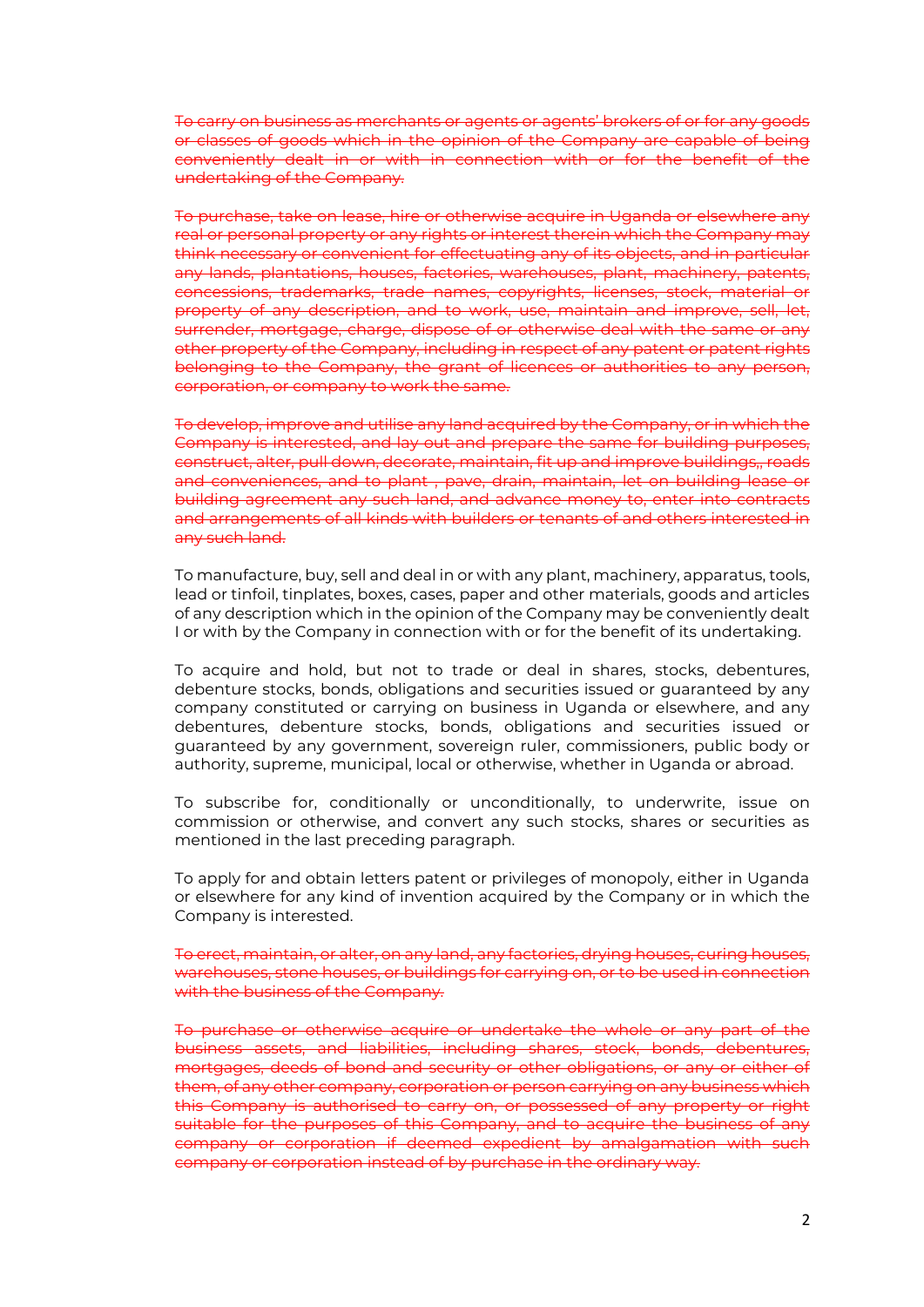~~To carry on business as merchants or agents or agents' brokers of or for any goods or classes of goods which in the opinion of the Company are capable of being conveniently dealt in or with in connection with or for the benefit of the undertaking of the Company.~~

~~To purchase, take on lease, hire or otherwise acquire in Uganda or elsewhere any real or personal property or any rights or interest therein which the Company may think necessary or convenient for effectuating any of its objects, and in particular any lands, plantations, houses, factories, warehouses, plant, machinery, patents, concessions, trademarks, trade names, copyrights, licenses, stock, material or property of any description, and to work, use, maintain and improve, sell, let, surrender, mortgage, charge, dispose of or otherwise deal with the same or any other property of the Company, including in respect of any patent or patent rights belonging to the Company, the grant of licences or authorities to any person, corporation, or company to work the same.~~

~~To develop, improve and utilise any land acquired by the Company, or in which the Company is interested, and lay out and prepare the same for building purposes, construct, alter, pull down, decorate, maintain, fit up and improve buildings,, roads and conveniences, and to plant , pave, drain, maintain, let on building lease or building agreement any such land, and advance money to, enter into contracts and arrangements of all kinds with builders or tenants of and others interested in any such land.~~

To manufacture, buy, sell and deal in or with any plant, machinery, apparatus, tools, lead or tinfoil, tinplates, boxes, cases, paper and other materials, goods and articles of any description which in the opinion of the Company may be conveniently dealt I or with by the Company in connection with or for the benefit of its undertaking.

To acquire and hold, but not to trade or deal in shares, stocks, debentures, debenture stocks, bonds, obligations and securities issued or guaranteed by any company constituted or carrying on business in Uganda or elsewhere, and any debentures, debenture stocks, bonds, obligations and securities issued or guaranteed by any government, sovereign ruler, commissioners, public body or authority, supreme, municipal, local or otherwise, whether in Uganda or abroad.

To subscribe for, conditionally or unconditionally, to underwrite, issue on commission or otherwise, and convert any such stocks, shares or securities as mentioned in the last preceding paragraph.

To apply for and obtain letters patent or privileges of monopoly, either in Uganda or elsewhere for any kind of invention acquired by the Company or in which the Company is interested.

~~To erect, maintain, or alter, on any land, any factories, drying houses, curing houses, warehouses, stone houses, or buildings for carrying on, or to be used in connection with the business of the Company.~~

~~To purchase or otherwise acquire or undertake the whole or any part of the business assets, and liabilities, including shares, stock, bonds, debentures, mortgages, deeds of bond and security or other obligations, or any or either of them, of any other company, corporation or person carrying on any business which this Company is authorised to carry on, or possessed of any property or right suitable for the purposes of this Company, and to acquire the business of any company or corporation if deemed expedient by amalgamation with such company or corporation instead of by purchase in the ordinary way.~~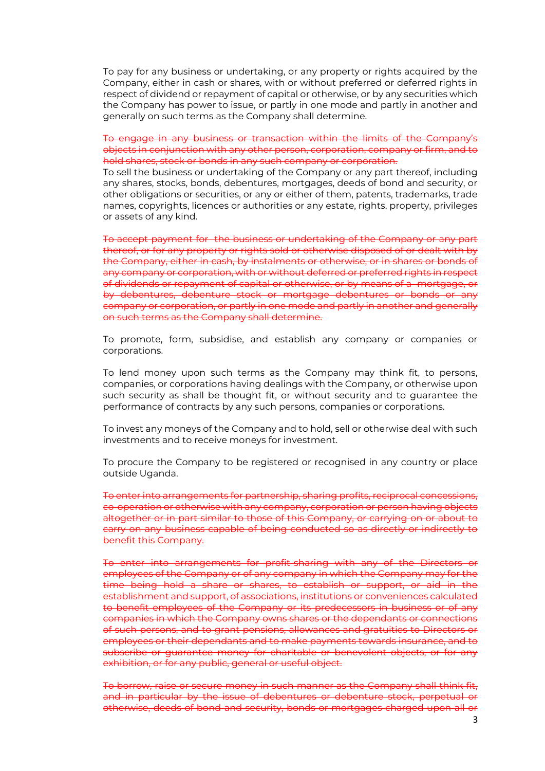To pay for any business or undertaking, or any property or rights acquired by the Company, either in cash or shares, with or without preferred or deferred rights in respect of dividend or repayment of capital or otherwise, or by any securities which the Company has power to issue, or partly in one mode and partly in another and generally on such terms as the Company shall determine.

~~To engage in any business or transaction within the limits of the Company's objects in conjunction with any other person, corporation, company or firm, and to hold shares, stock or bonds in any such company or corporation.~~

To sell the business or undertaking of the Company or any part thereof, including any shares, stocks, bonds, debentures, mortgages, deeds of bond and security, or other obligations or securities, or any or either of them, patents, trademarks, trade names, copyrights, licences or authorities or any estate, rights, property, privileges or assets of any kind.

~~To accept payment for the business or undertaking of the Company or any part thereof, or for any property or rights sold or otherwise disposed of or dealt with by the Company, either in cash, by instalments or otherwise, or in shares or bonds of any company or corporation, with or without deferred or preferred rights in respect of dividends or repayment of capital or otherwise, or by means of a mortgage, or by debentures, debenture stock or mortgage debentures or bonds or any company or corporation, or partly in one mode and partly in another and generally on such terms as the Company shall determine.~~

To promote, form, subsidise, and establish any company or companies or corporations.

To lend money upon such terms as the Company may think fit, to persons, companies, or corporations having dealings with the Company, or otherwise upon such security as shall be thought fit, or without security and to guarantee the performance of contracts by any such persons, companies or corporations.

To invest any moneys of the Company and to hold, sell or otherwise deal with such investments and to receive moneys for investment.

To procure the Company to be registered or recognised in any country or place outside Uganda.

~~To enter into arrangements for partnership, sharing profits, reciprocal concessions, co-operation or otherwise with any company, corporation or person having objects altogether or in part similar to those of this Company, or carrying on or about to carry on any business capable of being conducted so as directly or indirectly to benefit this Company.~~

~~To enter into arrangements for profit-sharing with any of the Directors or employees of the Company or of any company in which the Company may for the time being hold a share or shares, to establish or support, or aid in the establishment and support, of associations, institutions or conveniences calculated to benefit employees of the Company or its predecessors in business or of any companies in which the Company owns shares or the dependants or connections of such persons, and to grant pensions, allowances and gratuities to Directors or employees or their dependants and to make payments towards insurance, and to subscribe or guarantee money for charitable or benevolent objects, or for any exhibition, or for any public, general or useful object.~~

~~To borrow, raise or secure money in such manner as the Company shall think fit, and in particular by the issue of debentures or debenture stock, perpetual or otherwise, deeds of bond and security, bonds or mortgages charged upon all or~~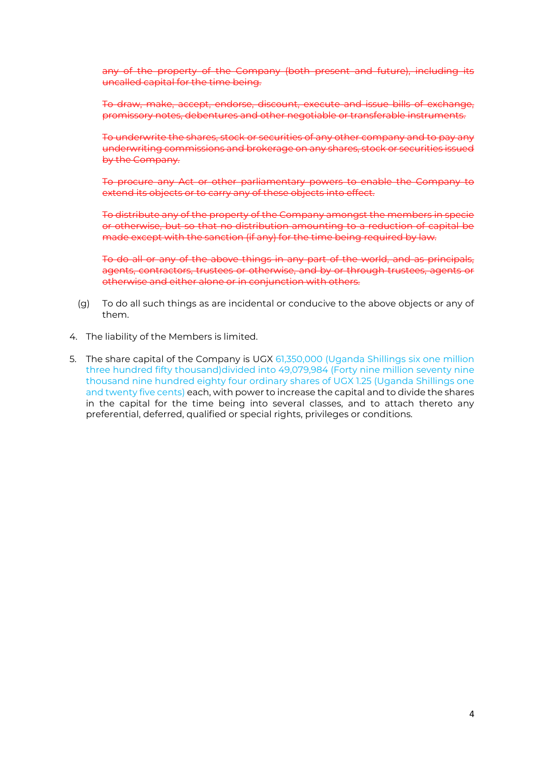~~any of the property of the Company (both present and future), including its uncalled capital for the time being.~~

~~To draw, make, accept, endorse, discount, execute and issue bills of exchange, promissory notes, debentures and other negotiable or transferable instruments.~~

~~To underwrite the shares, stock or securities of any other company and to pay any underwriting commissions and brokerage on any shares, stock or securities issued by the Company.~~

~~To procure any Act or other parliamentary powers to enable the Company to extend its objects or to carry any of these objects into effect.~~

~~To distribute any of the property of the Company amongst the members in specie or otherwise, but so that no distribution amounting to a reduction of capital be made except with the sanction (if any) for the time being required by law.~~

~~To do all or any of the above things in any part of the world, and as principals, agents, contractors, trustees or otherwise, and by or through trustees, agents or otherwise and either alone or in conjunction with others.~~

(g) To do all such things as are incidental or conducive to the above objects or any of them.

4. The liability of the Members is limited.

5. The share capital of the Company is UGX 61,350,000 (Uganda Shillings six one million three hundred fifty thousand)divided into 49,079,984 (Forty nine million seventy nine thousand nine hundred eighty four ordinary shares of UGX 1.25 (Uganda Shillings one and twenty five cents) each, with power to increase the capital and to divide the shares in the capital for the time being into several classes, and to attach thereto any preferential, deferred, qualified or special rights, privileges or conditions.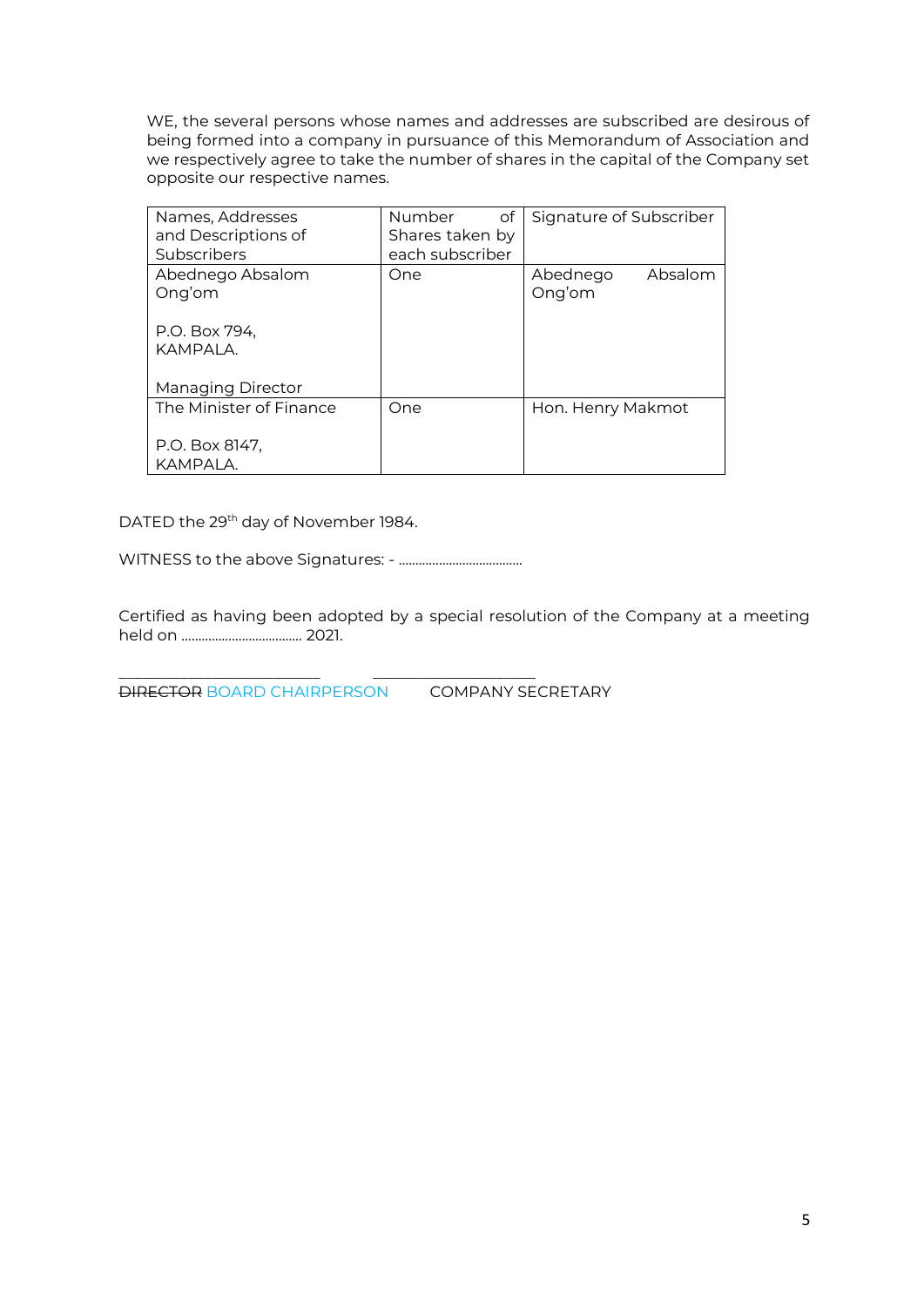WE, the several persons whose names and addresses are subscribed are desirous of being formed into a company in pursuance of this Memorandum of Association and we respectively agree to take the number of shares in the capital of the Company set opposite our respective names.

| Names, Addresses and Descriptions of Subscribers | Number of Shares taken by each subscriber | Signature of Subscriber |
|---|---|---|
| Abednego Absalom Ong'om<br><br>P.O. Box 794,<br>KAMPALA.<br><br>Managing Director | One | Abednego Absalom Ong'om |
| The Minister of Finance<br><br>P.O. Box 8147,<br>KAMPALA. | One | Hon. Henry Makmot |

DATED the 29th day of November 1984.

WITNESS to the above Signatures: - ....................................

Certified as having been adopted by a special resolution of the Company at a meeting held on .................................. 2021.

\_\_\_\_\_\_\_\_\_\_\_\_\_\_\_\_\_\_\_\_\_\_\_\_\_\_ \_\_\_\_\_\_\_\_\_\_\_\_\_\_\_\_\_\_\_\_\_\_\_\_

~~DIRECTOR~~ BOARD CHAIRPERSON COMPANY SECRETARY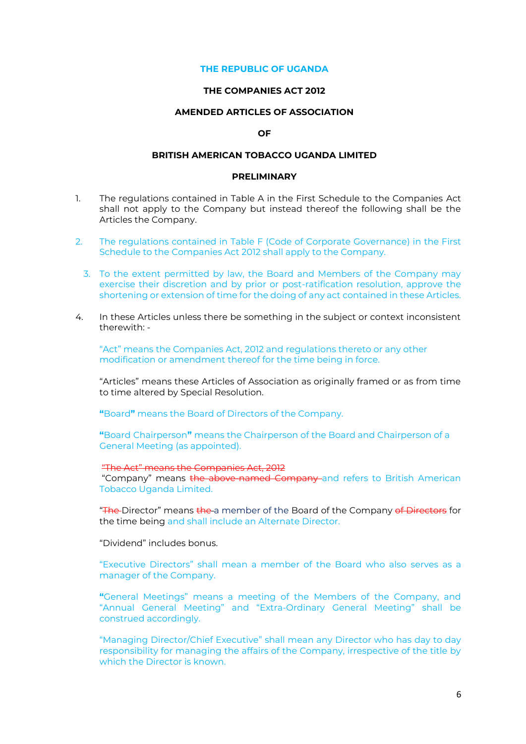**THE REPUBLIC OF UGANDA**

**THE COMPANIES ACT 2012**

**AMENDED ARTICLES OF ASSOCIATION**

**OF**

**BRITISH AMERICAN TOBACCO UGANDA LIMITED**

**PRELIMINARY**

1. The regulations contained in Table A in the First Schedule to the Companies Act shall not apply to the Company but instead thereof the following shall be the Articles the Company.

2. The regulations contained in Table F (Code of Corporate Governance) in the First Schedule to the Companies Act 2012 shall apply to the Company.

3. To the extent permitted by law, the Board and Members of the Company may exercise their discretion and by prior or post-ratification resolution, approve the shortening or extension of time for the doing of any act contained in these Articles.

4. In these Articles unless there be something in the subject or context inconsistent therewith: -

   "Act" means the Companies Act, 2012 and regulations thereto or any other modification or amendment thereof for the time being in force.

   "Articles" means these Articles of Association as originally framed or as from time to time altered by Special Resolution.

   **"**Board**"** means the Board of Directors of the Company.

   **"**Board Chairperson**"** means the Chairperson of the Board and Chairperson of a General Meeting (as appointed).

   ~~"The Act" means the Companies Act, 2012~~
   "Company" means ~~the above-named Company~~ and refers to British American Tobacco Uganda Limited.

   "~~The~~ Director" means ~~the~~ a member of the Board of the Company ~~of Directors~~ for the time being and shall include an Alternate Director.

   "Dividend" includes bonus.

   "Executive Directors" shall mean a member of the Board who also serves as a manager of the Company.

   **"**General Meetings" means a meeting of the Members of the Company, and "Annual General Meeting" and "Extra-Ordinary General Meeting" shall be construed accordingly.

   "Managing Director/Chief Executive" shall mean any Director who has day to day responsibility for managing the affairs of the Company, irrespective of the title by which the Director is known.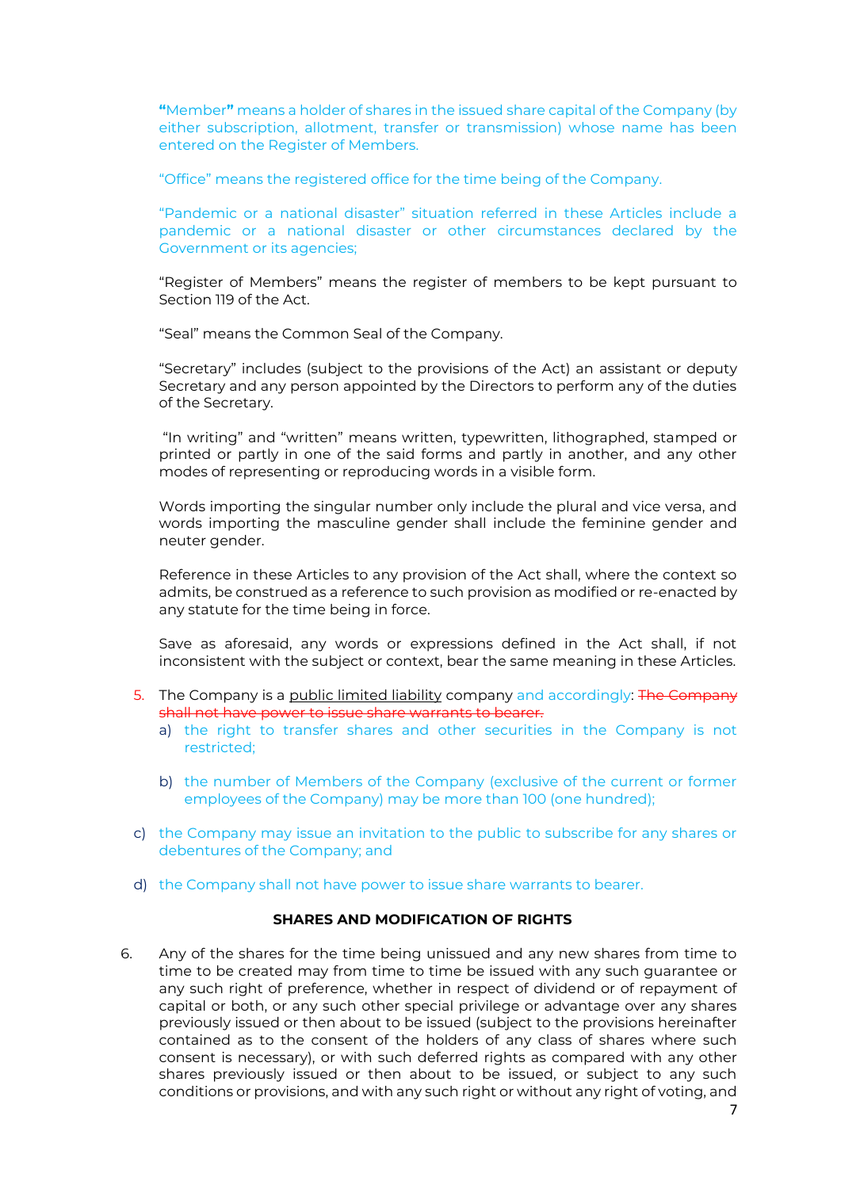**"**Member**"** means a holder of shares in the issued share capital of the Company (by either subscription, allotment, transfer or transmission) whose name has been entered on the Register of Members.

"Office" means the registered office for the time being of the Company.

"Pandemic or a national disaster" situation referred in these Articles include a pandemic or a national disaster or other circumstances declared by the Government or its agencies;

"Register of Members" means the register of members to be kept pursuant to Section 119 of the Act.

"Seal" means the Common Seal of the Company.

"Secretary" includes (subject to the provisions of the Act) an assistant or deputy Secretary and any person appointed by the Directors to perform any of the duties of the Secretary.

"In writing" and "written" means written, typewritten, lithographed, stamped or printed or partly in one of the said forms and partly in another, and any other modes of representing or reproducing words in a visible form.

Words importing the singular number only include the plural and vice versa, and words importing the masculine gender shall include the feminine gender and neuter gender.

Reference in these Articles to any provision of the Act shall, where the context so admits, be construed as a reference to such provision as modified or re-enacted by any statute for the time being in force.

Save as aforesaid, any words or expressions defined in the Act shall, if not inconsistent with the subject or context, bear the same meaning in these Articles.

5. The Company is a <u>public limited liability</u> company and accordingly: ~~The Company shall not have power to issue share warrants to bearer.~~
   a) the right to transfer shares and other securities in the Company is not restricted;
   b) the number of Members of the Company (exclusive of the current or former employees of the Company) may be more than 100 (one hundred);
   c) the Company may issue an invitation to the public to subscribe for any shares or debentures of the Company; and
   d) the Company shall not have power to issue share warrants to bearer.

**SHARES AND MODIFICATION OF RIGHTS**

6. Any of the shares for the time being unissued and any new shares from time to time to be created may from time to time be issued with any such guarantee or any such right of preference, whether in respect of dividend or of repayment of capital or both, or any such other special privilege or advantage over any shares previously issued or then about to be issued (subject to the provisions hereinafter contained as to the consent of the holders of any class of shares where such consent is necessary), or with such deferred rights as compared with any other shares previously issued or then about to be issued, or subject to any such conditions or provisions, and with any such right or without any right of voting, and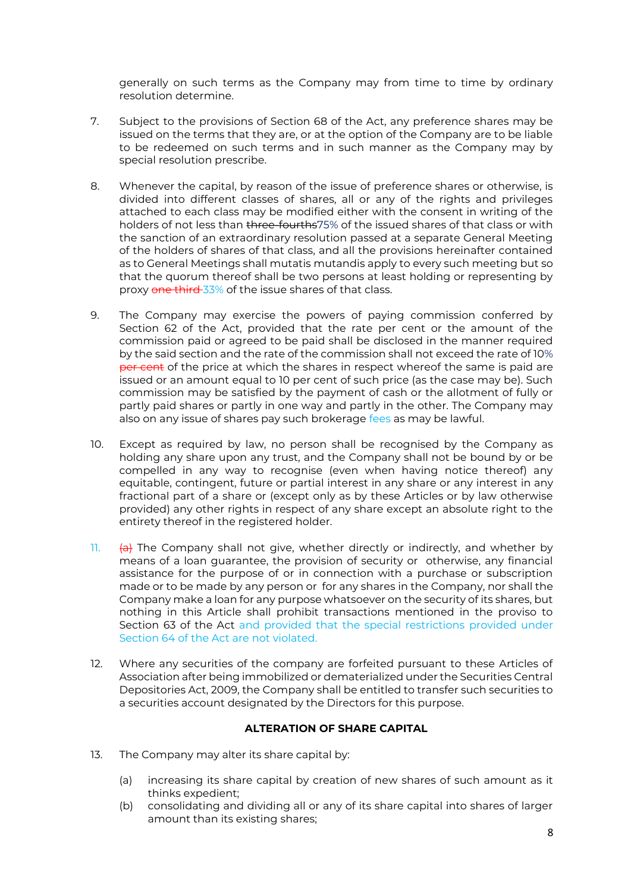generally on such terms as the Company may from time to time by ordinary resolution determine.

7. Subject to the provisions of Section 68 of the Act, any preference shares may be issued on the terms that they are, or at the option of the Company are to be liable to be redeemed on such terms and in such manner as the Company may by special resolution prescribe.

8. Whenever the capital, by reason of the issue of preference shares or otherwise, is divided into different classes of shares, all or any of the rights and privileges attached to each class may be modified either with the consent in writing of the holders of not less than ~~three-fourths~~75% of the issued shares of that class or with the sanction of an extraordinary resolution passed at a separate General Meeting of the holders of shares of that class, and all the provisions hereinafter contained as to General Meetings shall mutatis mutandis apply to every such meeting but so that the quorum thereof shall be two persons at least holding or representing by proxy ~~one third~~ 33% of the issue shares of that class.

9. The Company may exercise the powers of paying commission conferred by Section 62 of the Act, provided that the rate per cent or the amount of the commission paid or agreed to be paid shall be disclosed in the manner required by the said section and the rate of the commission shall not exceed the rate of 10% ~~per cent~~ of the price at which the shares in respect whereof the same is paid are issued or an amount equal to 10 per cent of such price (as the case may be). Such commission may be satisfied by the payment of cash or the allotment of fully or partly paid shares or partly in one way and partly in the other. The Company may also on any issue of shares pay such brokerage fees as may be lawful.

10. Except as required by law, no person shall be recognised by the Company as holding any share upon any trust, and the Company shall not be bound by or be compelled in any way to recognise (even when having notice thereof) any equitable, contingent, future or partial interest in any share or any interest in any fractional part of a share or (except only as by these Articles or by law otherwise provided) any other rights in respect of any share except an absolute right to the entirety thereof in the registered holder.

11. ~~(a)~~ The Company shall not give, whether directly or indirectly, and whether by means of a loan guarantee, the provision of security or otherwise, any financial assistance for the purpose of or in connection with a purchase or subscription made or to be made by any person or for any shares in the Company, nor shall the Company make a loan for any purpose whatsoever on the security of its shares, but nothing in this Article shall prohibit transactions mentioned in the proviso to Section 63 of the Act and provided that the special restrictions provided under Section 64 of the Act are not violated.

12. Where any securities of the company are forfeited pursuant to these Articles of Association after being immobilized or dematerialized under the Securities Central Depositories Act, 2009, the Company shall be entitled to transfer such securities to a securities account designated by the Directors for this purpose.

**ALTERATION OF SHARE CAPITAL**

13. The Company may alter its share capital by:

    (a) increasing its share capital by creation of new shares of such amount as it thinks expedient;
    (b) consolidating and dividing all or any of its share capital into shares of larger amount than its existing shares;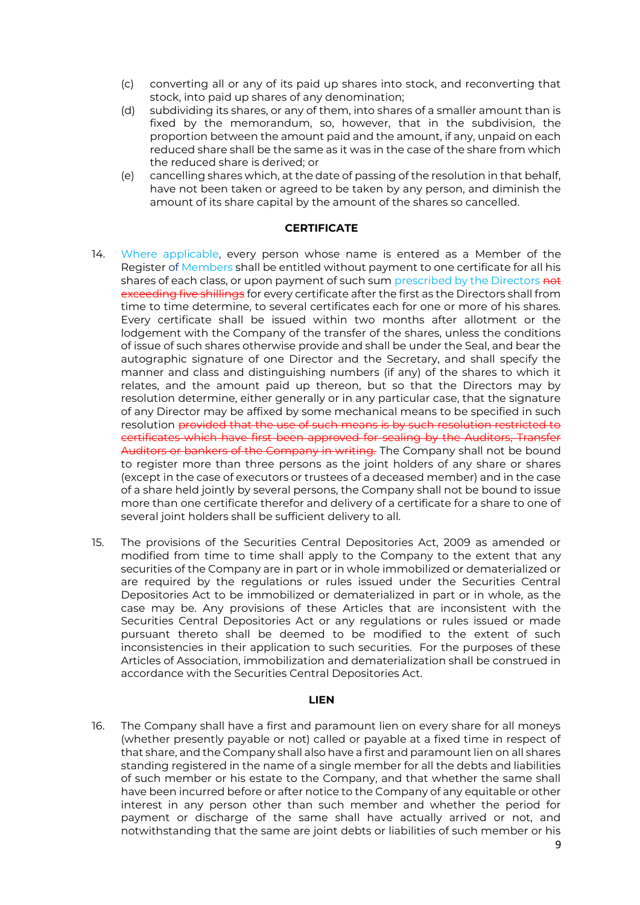(c) converting all or any of its paid up shares into stock, and reconverting that stock, into paid up shares of any denomination;

(d) subdividing its shares, or any of them, into shares of a smaller amount than is fixed by the memorandum, so, however, that in the subdivision, the proportion between the amount paid and the amount, if any, unpaid on each reduced share shall be the same as it was in the case of the share from which the reduced share is derived; or

(e) cancelling shares which, at the date of passing of the resolution in that behalf, have not been taken or agreed to be taken by any person, and diminish the amount of its share capital by the amount of the shares so cancelled.

**CERTIFICATE**

14. Where applicable, every person whose name is entered as a Member of the Register of Members shall be entitled without payment to one certificate for all his shares of each class, or upon payment of such sum prescribed by the Directors ~~not exceeding five shillings~~ for every certificate after the first as the Directors shall from time to time determine, to several certificates each for one or more of his shares. Every certificate shall be issued within two months after allotment or the lodgement with the Company of the transfer of the shares, unless the conditions of issue of such shares otherwise provide and shall be under the Seal, and bear the autographic signature of one Director and the Secretary, and shall specify the manner and class and distinguishing numbers (if any) of the shares to which it relates, and the amount paid up thereon, but so that the Directors may by resolution determine, either generally or in any particular case, that the signature of any Director may be affixed by some mechanical means to be specified in such resolution ~~provided that the use of such means is by such resolution restricted to certificates which have first been approved for sealing by the Auditors, Transfer Auditors or bankers of the Company in writing.~~ The Company shall not be bound to register more than three persons as the joint holders of any share or shares (except in the case of executors or trustees of a deceased member) and in the case of a share held jointly by several persons, the Company shall not be bound to issue more than one certificate therefor and delivery of a certificate for a share to one of several joint holders shall be sufficient delivery to all.

15. The provisions of the Securities Central Depositories Act, 2009 as amended or modified from time to time shall apply to the Company to the extent that any securities of the Company are in part or in whole immobilized or dematerialized or are required by the regulations or rules issued under the Securities Central Depositories Act to be immobilized or dematerialized in part or in whole, as the case may be. Any provisions of these Articles that are inconsistent with the Securities Central Depositories Act or any regulations or rules issued or made pursuant thereto shall be deemed to be modified to the extent of such inconsistencies in their application to such securities. For the purposes of these Articles of Association, immobilization and dematerialization shall be construed in accordance with the Securities Central Depositories Act.

**LIEN**

16. The Company shall have a first and paramount lien on every share for all moneys (whether presently payable or not) called or payable at a fixed time in respect of that share, and the Company shall also have a first and paramount lien on all shares standing registered in the name of a single member for all the debts and liabilities of such member or his estate to the Company, and that whether the same shall have been incurred before or after notice to the Company of any equitable or other interest in any person other than such member and whether the period for payment or discharge of the same shall have actually arrived or not, and notwithstanding that the same are joint debts or liabilities of such member or his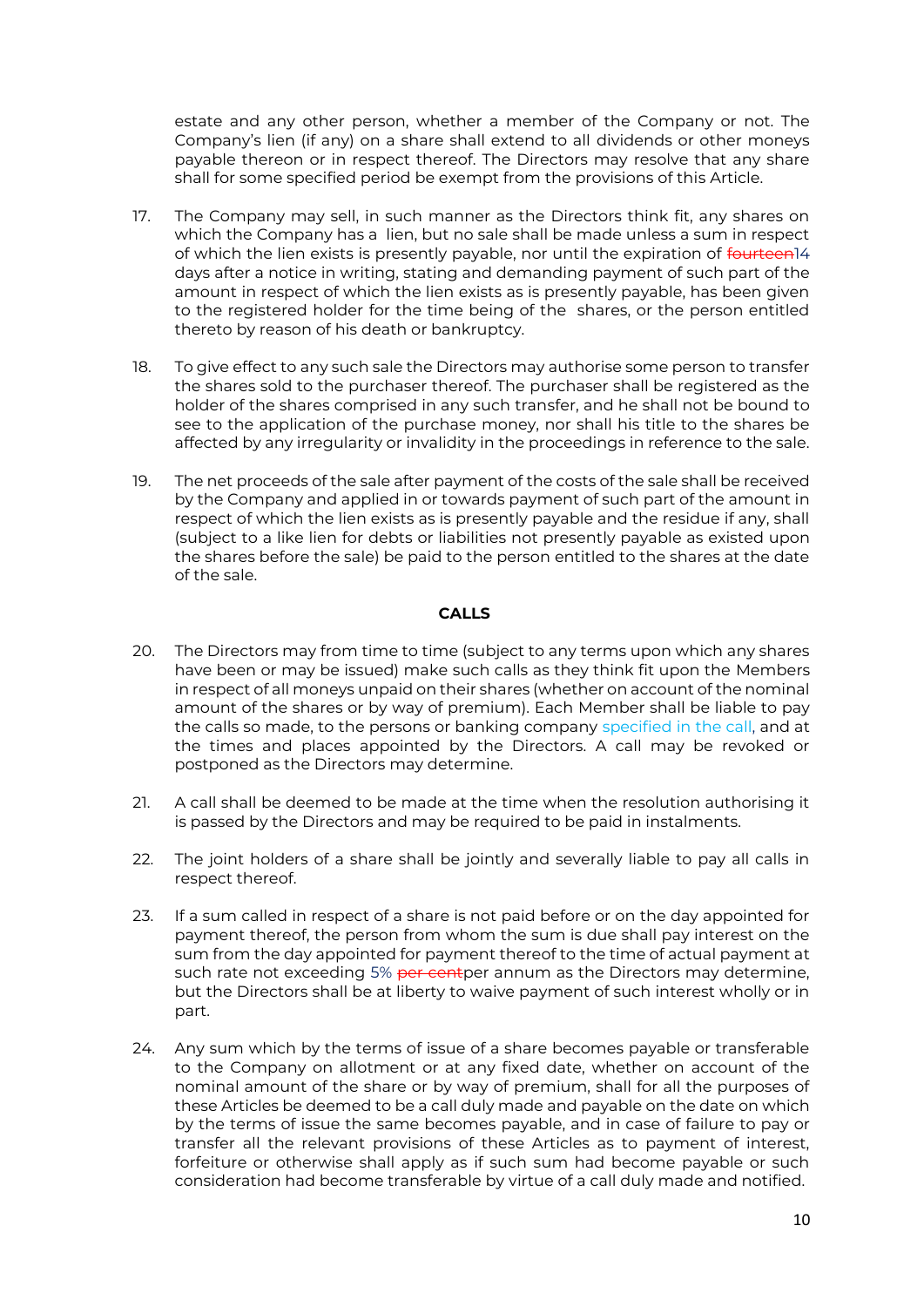estate and any other person, whether a member of the Company or not. The Company's lien (if any) on a share shall extend to all dividends or other moneys payable thereon or in respect thereof. The Directors may resolve that any share shall for some specified period be exempt from the provisions of this Article.

17. The Company may sell, in such manner as the Directors think fit, any shares on which the Company has a lien, but no sale shall be made unless a sum in respect of which the lien exists is presently payable, nor until the expiration of ~~fourteen~~14 days after a notice in writing, stating and demanding payment of such part of the amount in respect of which the lien exists as is presently payable, has been given to the registered holder for the time being of the shares, or the person entitled thereto by reason of his death or bankruptcy.

18. To give effect to any such sale the Directors may authorise some person to transfer the shares sold to the purchaser thereof. The purchaser shall be registered as the holder of the shares comprised in any such transfer, and he shall not be bound to see to the application of the purchase money, nor shall his title to the shares be affected by any irregularity or invalidity in the proceedings in reference to the sale.

19. The net proceeds of the sale after payment of the costs of the sale shall be received by the Company and applied in or towards payment of such part of the amount in respect of which the lien exists as is presently payable and the residue if any, shall (subject to a like lien for debts or liabilities not presently payable as existed upon the shares before the sale) be paid to the person entitled to the shares at the date of the sale.

**CALLS**

20. The Directors may from time to time (subject to any terms upon which any shares have been or may be issued) make such calls as they think fit upon the Members in respect of all moneys unpaid on their shares (whether on account of the nominal amount of the shares or by way of premium). Each Member shall be liable to pay the calls so made, to the persons or banking company specified in the call, and at the times and places appointed by the Directors. A call may be revoked or postponed as the Directors may determine.

21. A call shall be deemed to be made at the time when the resolution authorising it is passed by the Directors and may be required to be paid in instalments.

22. The joint holders of a share shall be jointly and severally liable to pay all calls in respect thereof.

23. If a sum called in respect of a share is not paid before or on the day appointed for payment thereof, the person from whom the sum is due shall pay interest on the sum from the day appointed for payment thereof to the time of actual payment at such rate not exceeding 5% ~~per cent~~per annum as the Directors may determine, but the Directors shall be at liberty to waive payment of such interest wholly or in part.

24. Any sum which by the terms of issue of a share becomes payable or transferable to the Company on allotment or at any fixed date, whether on account of the nominal amount of the share or by way of premium, shall for all the purposes of these Articles be deemed to be a call duly made and payable on the date on which by the terms of issue the same becomes payable, and in case of failure to pay or transfer all the relevant provisions of these Articles as to payment of interest, forfeiture or otherwise shall apply as if such sum had become payable or such consideration had become transferable by virtue of a call duly made and notified.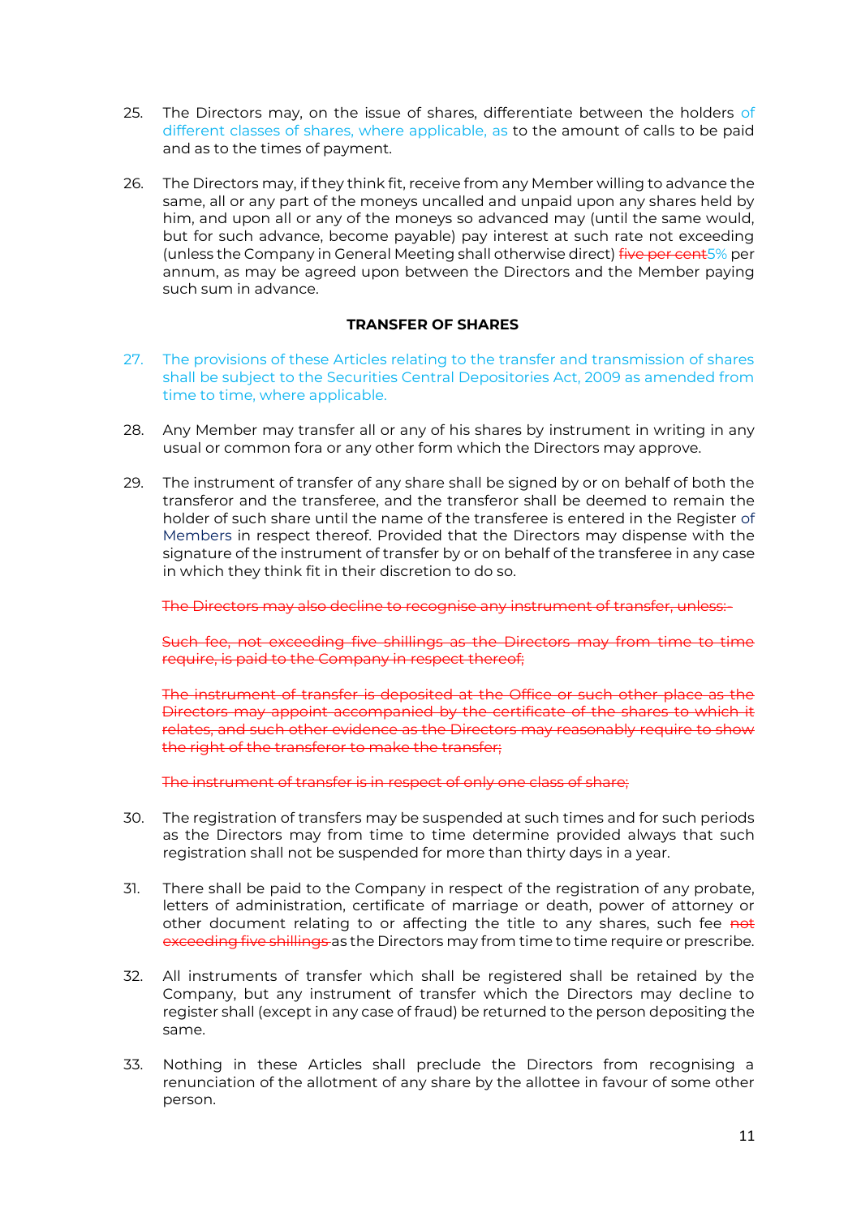25. The Directors may, on the issue of shares, differentiate between the holders of different classes of shares, where applicable, as to the amount of calls to be paid and as to the times of payment.

26. The Directors may, if they think fit, receive from any Member willing to advance the same, all or any part of the moneys uncalled and unpaid upon any shares held by him, and upon all or any of the moneys so advanced may (until the same would, but for such advance, become payable) pay interest at such rate not exceeding (unless the Company in General Meeting shall otherwise direct) ~~five per cent~~5% per annum, as may be agreed upon between the Directors and the Member paying such sum in advance.

**TRANSFER OF SHARES**

27. The provisions of these Articles relating to the transfer and transmission of shares shall be subject to the Securities Central Depositories Act, 2009 as amended from time to time, where applicable.

28. Any Member may transfer all or any of his shares by instrument in writing in any usual or common fora or any other form which the Directors may approve.

29. The instrument of transfer of any share shall be signed by or on behalf of both the transferor and the transferee, and the transferor shall be deemed to remain the holder of such share until the name of the transferee is entered in the Register of Members in respect thereof. Provided that the Directors may dispense with the signature of the instrument of transfer by or on behalf of the transferee in any case in which they think fit in their discretion to do so.

~~The Directors may also decline to recognise any instrument of transfer, unless:-~~

~~Such fee, not exceeding five shillings as the Directors may from time to time require, is paid to the Company in respect thereof;~~

~~The instrument of transfer is deposited at the Office or such other place as the Directors may appoint accompanied by the certificate of the shares to which it relates, and such other evidence as the Directors may reasonably require to show the right of the transferor to make the transfer;~~

~~The instrument of transfer is in respect of only one class of share;~~

30. The registration of transfers may be suspended at such times and for such periods as the Directors may from time to time determine provided always that such registration shall not be suspended for more than thirty days in a year.

31. There shall be paid to the Company in respect of the registration of any probate, letters of administration, certificate of marriage or death, power of attorney or other document relating to or affecting the title to any shares, such fee ~~not exceeding five shillings~~ as the Directors may from time to time require or prescribe.

32. All instruments of transfer which shall be registered shall be retained by the Company, but any instrument of transfer which the Directors may decline to register shall (except in any case of fraud) be returned to the person depositing the same.

33. Nothing in these Articles shall preclude the Directors from recognising a renunciation of the allotment of any share by the allottee in favour of some other person.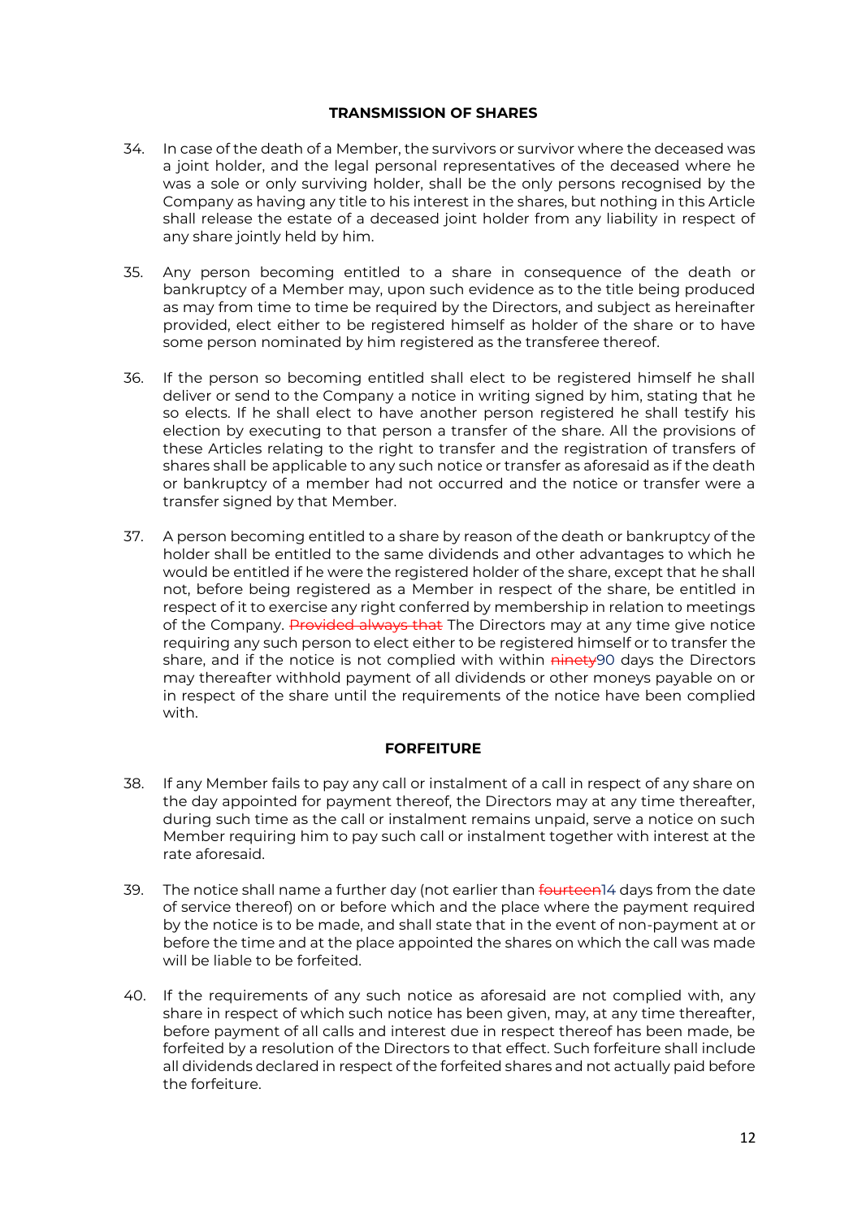## TRANSMISSION OF SHARES

34. In case of the death of a Member, the survivors or survivor where the deceased was a joint holder, and the legal personal representatives of the deceased where he was a sole or only surviving holder, shall be the only persons recognised by the Company as having any title to his interest in the shares, but nothing in this Article shall release the estate of a deceased joint holder from any liability in respect of any share jointly held by him.

35. Any person becoming entitled to a share in consequence of the death or bankruptcy of a Member may, upon such evidence as to the title being produced as may from time to time be required by the Directors, and subject as hereinafter provided, elect either to be registered himself as holder of the share or to have some person nominated by him registered as the transferee thereof.

36. If the person so becoming entitled shall elect to be registered himself he shall deliver or send to the Company a notice in writing signed by him, stating that he so elects. If he shall elect to have another person registered he shall testify his election by executing to that person a transfer of the share. All the provisions of these Articles relating to the right to transfer and the registration of transfers of shares shall be applicable to any such notice or transfer as aforesaid as if the death or bankruptcy of a member had not occurred and the notice or transfer were a transfer signed by that Member.

37. A person becoming entitled to a share by reason of the death or bankruptcy of the holder shall be entitled to the same dividends and other advantages to which he would be entitled if he were the registered holder of the share, except that he shall not, before being registered as a Member in respect of the share, be entitled in respect of it to exercise any right conferred by membership in relation to meetings of the Company. ~~Provided always that~~ The Directors may at any time give notice requiring any such person to elect either to be registered himself or to transfer the share, and if the notice is not complied with within ~~ninety~~90 days the Directors may thereafter withhold payment of all dividends or other moneys payable on or in respect of the share until the requirements of the notice have been complied with.

## FORFEITURE

38. If any Member fails to pay any call or instalment of a call in respect of any share on the day appointed for payment thereof, the Directors may at any time thereafter, during such time as the call or instalment remains unpaid, serve a notice on such Member requiring him to pay such call or instalment together with interest at the rate aforesaid.

39. The notice shall name a further day (not earlier than ~~fourteen~~14 days from the date of service thereof) on or before which and the place where the payment required by the notice is to be made, and shall state that in the event of non-payment at or before the time and at the place appointed the shares on which the call was made will be liable to be forfeited.

40. If the requirements of any such notice as aforesaid are not complied with, any share in respect of which such notice has been given, may, at any time thereafter, before payment of all calls and interest due in respect thereof has been made, be forfeited by a resolution of the Directors to that effect. Such forfeiture shall include all dividends declared in respect of the forfeited shares and not actually paid before the forfeiture.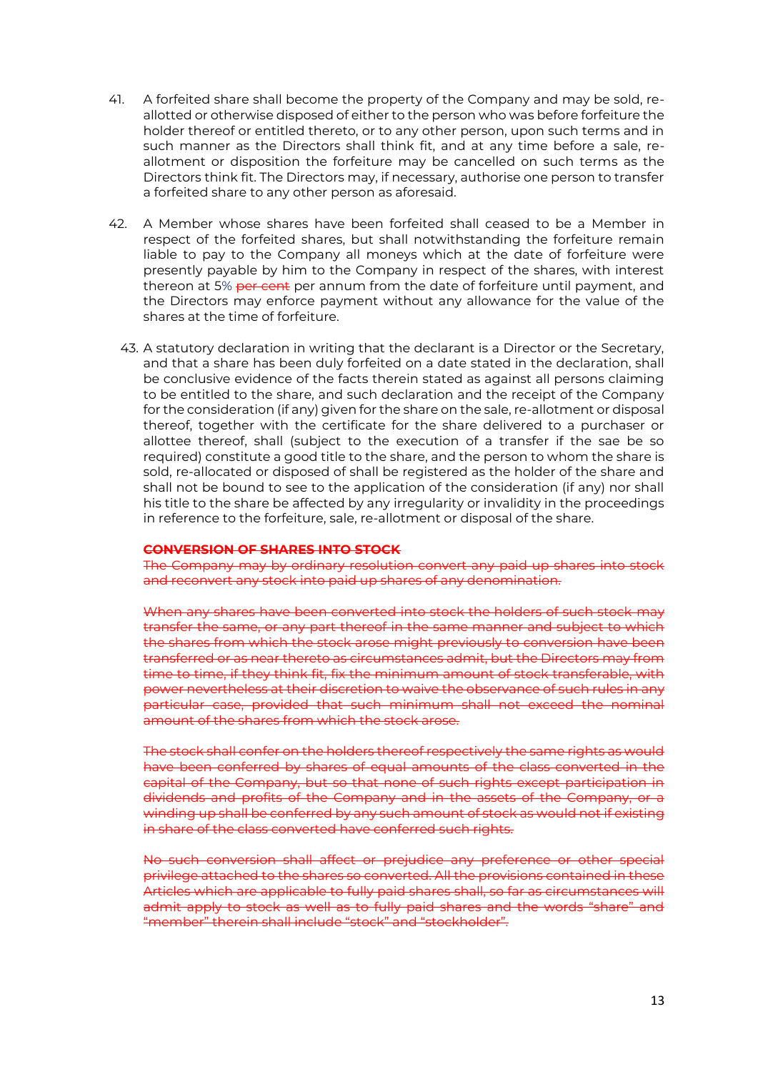41. A forfeited share shall become the property of the Company and may be sold, re-allotted or otherwise disposed of either to the person who was before forfeiture the holder thereof or entitled thereto, or to any other person, upon such terms and in such manner as the Directors shall think fit, and at any time before a sale, re-allotment or disposition the forfeiture may be cancelled on such terms as the Directors think fit. The Directors may, if necessary, authorise one person to transfer a forfeited share to any other person as aforesaid.

42. A Member whose shares have been forfeited shall ceased to be a Member in respect of the forfeited shares, but shall notwithstanding the forfeiture remain liable to pay to the Company all moneys which at the date of forfeiture were presently payable by him to the Company in respect of the shares, with interest thereon at 5% ~~per cent~~ per annum from the date of forfeiture until payment, and the Directors may enforce payment without any allowance for the value of the shares at the time of forfeiture.

43. A statutory declaration in writing that the declarant is a Director or the Secretary, and that a share has been duly forfeited on a date stated in the declaration, shall be conclusive evidence of the facts therein stated as against all persons claiming to be entitled to the share, and such declaration and the receipt of the Company for the consideration (if any) given for the share on the sale, re-allotment or disposal thereof, together with the certificate for the share delivered to a purchaser or allottee thereof, shall (subject to the execution of a transfer if the sae be so required) constitute a good title to the share, and the person to whom the share is sold, re-allocated or disposed of shall be registered as the holder of the share and shall not be bound to see to the application of the consideration (if any) nor shall his title to the share be affected by any irregularity or invalidity in the proceedings in reference to the forfeiture, sale, re-allotment or disposal of the share.

~~**CONVERSION OF SHARES INTO STOCK**~~

~~The Company may by ordinary resolution convert any paid up shares into stock and reconvert any stock into paid up shares of any denomination.~~

~~When any shares have been converted into stock the holders of such stock may transfer the same, or any part thereof in the same manner and subject to which the shares from which the stock arose might previously to conversion have been transferred or as near thereto as circumstances admit, but the Directors may from time to time, if they think fit, fix the minimum amount of stock transferable, with power nevertheless at their discretion to waive the observance of such rules in any particular case, provided that such minimum shall not exceed the nominal amount of the shares from which the stock arose.~~

~~The stock shall confer on the holders thereof respectively the same rights as would have been conferred by shares of equal amounts of the class converted in the capital of the Company, but so that none of such rights except participation in dividends and profits of the Company and in the assets of the Company, or a winding up shall be conferred by any such amount of stock as would not if existing in share of the class converted have conferred such rights.~~

~~No such conversion shall affect or prejudice any preference or other special privilege attached to the shares so converted. All the provisions contained in these Articles which are applicable to fully paid shares shall, so far as circumstances will admit apply to stock as well as to fully paid shares and the words "share" and "member" therein shall include "stock" and "stockholder".~~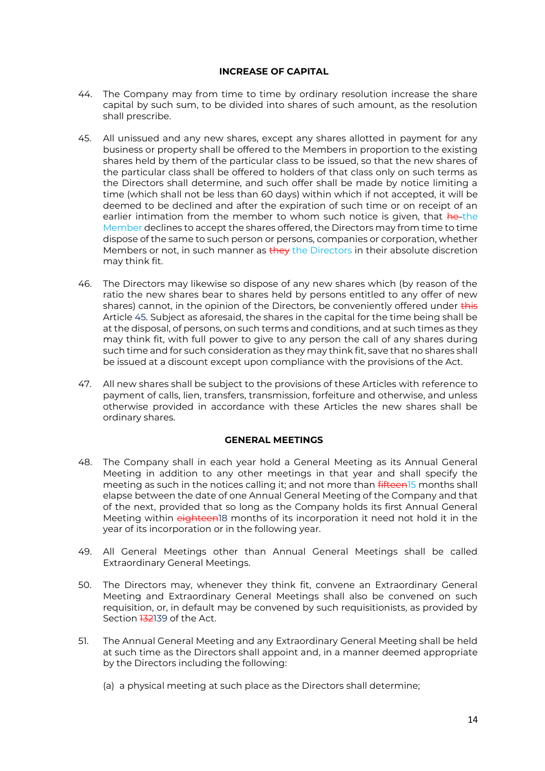## INCREASE OF CAPITAL

44. The Company may from time to time by ordinary resolution increase the share capital by such sum, to be divided into shares of such amount, as the resolution shall prescribe.

45. All unissued and any new shares, except any shares allotted in payment for any business or property shall be offered to the Members in proportion to the existing shares held by them of the particular class to be issued, so that the new shares of the particular class shall be offered to holders of that class only on such terms as the Directors shall determine, and such offer shall be made by notice limiting a time (which shall not be less than 60 days) within which if not accepted, it will be deemed to be declined and after the expiration of such time or on receipt of an earlier intimation from the member to whom such notice is given, that ~~he~~ the Member declines to accept the shares offered, the Directors may from time to time dispose of the same to such person or persons, companies or corporation, whether Members or not, in such manner as ~~they~~ the Directors in their absolute discretion may think fit.

46. The Directors may likewise so dispose of any new shares which (by reason of the ratio the new shares bear to shares held by persons entitled to any offer of new shares) cannot, in the opinion of the Directors, be conveniently offered under ~~this~~ Article 45. Subject as aforesaid, the shares in the capital for the time being shall be at the disposal, of persons, on such terms and conditions, and at such times as they may think fit, with full power to give to any person the call of any shares during such time and for such consideration as they may think fit, save that no shares shall be issued at a discount except upon compliance with the provisions of the Act.

47. All new shares shall be subject to the provisions of these Articles with reference to payment of calls, lien, transfers, transmission, forfeiture and otherwise, and unless otherwise provided in accordance with these Articles the new shares shall be ordinary shares.

## GENERAL MEETINGS

48. The Company shall in each year hold a General Meeting as its Annual General Meeting in addition to any other meetings in that year and shall specify the meeting as such in the notices calling it; and not more than ~~fifteen~~15 months shall elapse between the date of one Annual General Meeting of the Company and that of the next, provided that so long as the Company holds its first Annual General Meeting within ~~eighteen~~18 months of its incorporation it need not hold it in the year of its incorporation or in the following year.

49. All General Meetings other than Annual General Meetings shall be called Extraordinary General Meetings.

50. The Directors may, whenever they think fit, convene an Extraordinary General Meeting and Extraordinary General Meetings shall also be convened on such requisition, or, in default may be convened by such requisitionists, as provided by Section ~~132~~139 of the Act.

51. The Annual General Meeting and any Extraordinary General Meeting shall be held at such time as the Directors shall appoint and, in a manner deemed appropriate by the Directors including the following:

    (a) a physical meeting at such place as the Directors shall determine;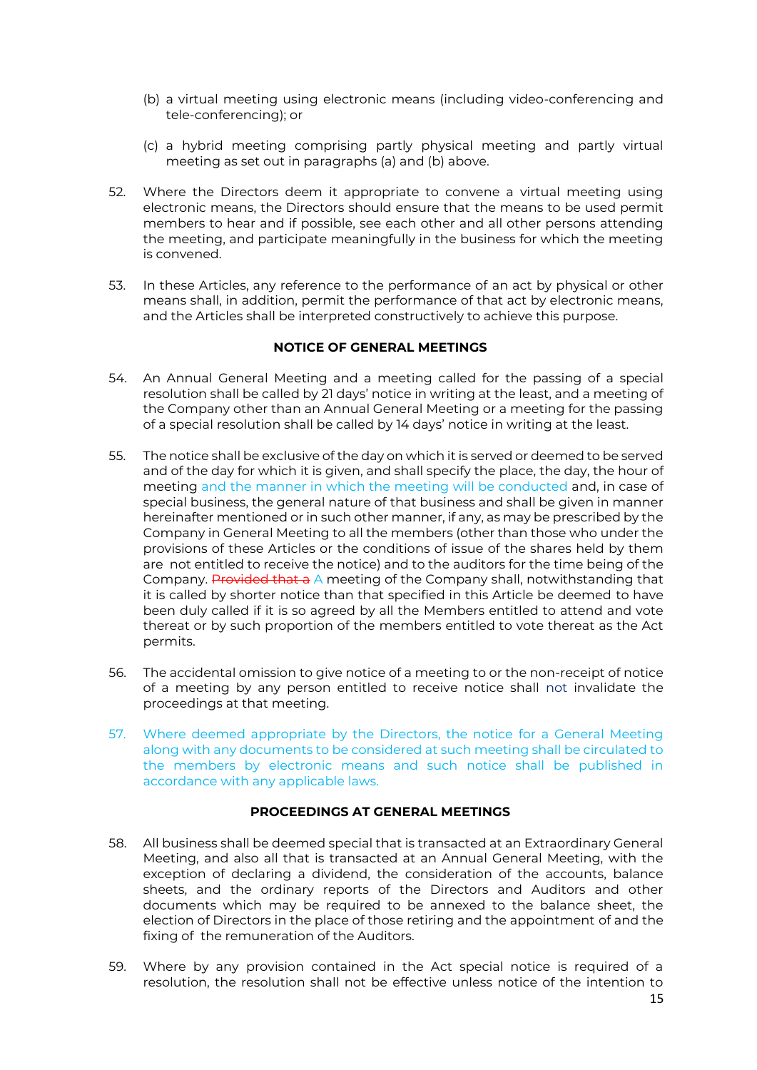(b) a virtual meeting using electronic means (including video-conferencing and tele-conferencing); or

(c) a hybrid meeting comprising partly physical meeting and partly virtual meeting as set out in paragraphs (a) and (b) above.

52. Where the Directors deem it appropriate to convene a virtual meeting using electronic means, the Directors should ensure that the means to be used permit members to hear and if possible, see each other and all other persons attending the meeting, and participate meaningfully in the business for which the meeting is convened.

53. In these Articles, any reference to the performance of an act by physical or other means shall, in addition, permit the performance of that act by electronic means, and the Articles shall be interpreted constructively to achieve this purpose.

**NOTICE OF GENERAL MEETINGS**

54. An Annual General Meeting and a meeting called for the passing of a special resolution shall be called by 21 days' notice in writing at the least, and a meeting of the Company other than an Annual General Meeting or a meeting for the passing of a special resolution shall be called by 14 days' notice in writing at the least.

55. The notice shall be exclusive of the day on which it is served or deemed to be served and of the day for which it is given, and shall specify the place, the day, the hour of meeting and the manner in which the meeting will be conducted and, in case of special business, the general nature of that business and shall be given in manner hereinafter mentioned or in such other manner, if any, as may be prescribed by the Company in General Meeting to all the members (other than those who under the provisions of these Articles or the conditions of issue of the shares held by them are not entitled to receive the notice) and to the auditors for the time being of the Company. ~~Provided that a~~ A meeting of the Company shall, notwithstanding that it is called by shorter notice than that specified in this Article be deemed to have been duly called if it is so agreed by all the Members entitled to attend and vote thereat or by such proportion of the members entitled to vote thereat as the Act permits.

56. The accidental omission to give notice of a meeting to or the non-receipt of notice of a meeting by any person entitled to receive notice shall not invalidate the proceedings at that meeting.

57. Where deemed appropriate by the Directors, the notice for a General Meeting along with any documents to be considered at such meeting shall be circulated to the members by electronic means and such notice shall be published in accordance with any applicable laws.

**PROCEEDINGS AT GENERAL MEETINGS**

58. All business shall be deemed special that is transacted at an Extraordinary General Meeting, and also all that is transacted at an Annual General Meeting, with the exception of declaring a dividend, the consideration of the accounts, balance sheets, and the ordinary reports of the Directors and Auditors and other documents which may be required to be annexed to the balance sheet, the election of Directors in the place of those retiring and the appointment of and the fixing of the remuneration of the Auditors.

59. Where by any provision contained in the Act special notice is required of a resolution, the resolution shall not be effective unless notice of the intention to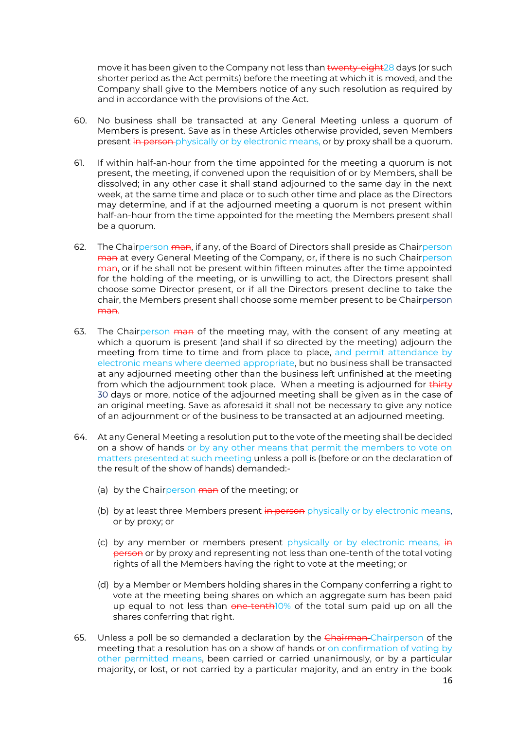move it has been given to the Company not less than ~~twenty-eight~~28 days (or such shorter period as the Act permits) before the meeting at which it is moved, and the Company shall give to the Members notice of any such resolution as required by and in accordance with the provisions of the Act.

60. No business shall be transacted at any General Meeting unless a quorum of Members is present. Save as in these Articles otherwise provided, seven Members present ~~in person~~ physically or by electronic means, or by proxy shall be a quorum.

61. If within half-an-hour from the time appointed for the meeting a quorum is not present, the meeting, if convened upon the requisition of or by Members, shall be dissolved; in any other case it shall stand adjourned to the same day in the next week, at the same time and place or to such other time and place as the Directors may determine, and if at the adjourned meeting a quorum is not present within half-an-hour from the time appointed for the meeting the Members present shall be a quorum.

62. The Chairperson ~~man~~, if any, of the Board of Directors shall preside as Chairperson ~~man~~ at every General Meeting of the Company, or, if there is no such Chairperson ~~man~~, or if he shall not be present within fifteen minutes after the time appointed for the holding of the meeting, or is unwilling to act, the Directors present shall choose some Director present, or if all the Directors present decline to take the chair, the Members present shall choose some member present to be Chairperson ~~man~~.

63. The Chairperson ~~man~~ of the meeting may, with the consent of any meeting at which a quorum is present (and shall if so directed by the meeting) adjourn the meeting from time to time and from place to place, and permit attendance by electronic means where deemed appropriate, but no business shall be transacted at any adjourned meeting other than the business left unfinished at the meeting from which the adjournment took place. When a meeting is adjourned for ~~thirty~~ 30 days or more, notice of the adjourned meeting shall be given as in the case of an original meeting. Save as aforesaid it shall not be necessary to give any notice of an adjournment or of the business to be transacted at an adjourned meeting.

64. At any General Meeting a resolution put to the vote of the meeting shall be decided on a show of hands or by any other means that permit the members to vote on matters presented at such meeting unless a poll is (before or on the declaration of the result of the show of hands) demanded:-

    (a) by the Chairperson ~~man~~ of the meeting; or

    (b) by at least three Members present ~~in person~~ physically or by electronic means, or by proxy; or

    (c) by any member or members present physically or by electronic means, ~~in person~~ or by proxy and representing not less than one-tenth of the total voting rights of all the Members having the right to vote at the meeting; or

    (d) by a Member or Members holding shares in the Company conferring a right to vote at the meeting being shares on which an aggregate sum has been paid up equal to not less than ~~one-tenth~~10% of the total sum paid up on all the shares conferring that right.

65. Unless a poll be so demanded a declaration by the ~~Chairman~~ Chairperson of the meeting that a resolution has on a show of hands or on confirmation of voting by other permitted means, been carried or carried unanimously, or by a particular majority, or lost, or not carried by a particular majority, and an entry in the book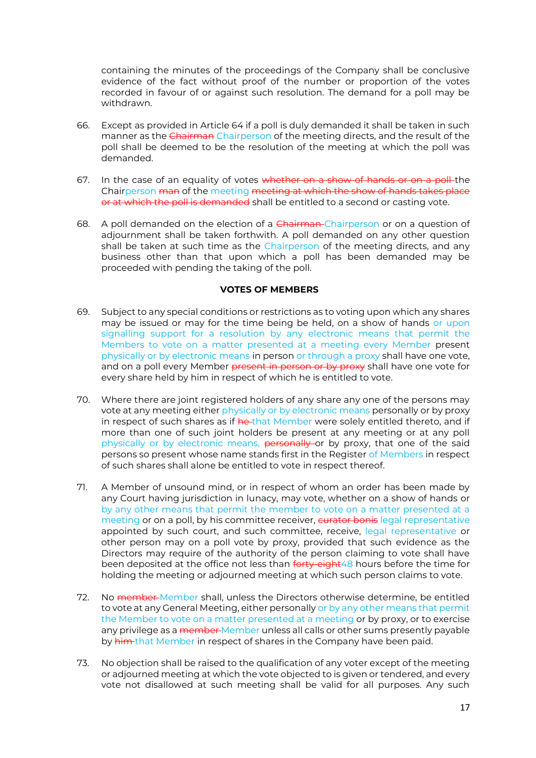containing the minutes of the proceedings of the Company shall be conclusive evidence of the fact without proof of the number or proportion of the votes recorded in favour of or against such resolution. The demand for a poll may be withdrawn.

66. Except as provided in Article 64 if a poll is duly demanded it shall be taken in such manner as the ~~Chairman~~ Chairperson of the meeting directs, and the result of the poll shall be deemed to be the resolution of the meeting at which the poll was demanded.

67. In the case of an equality of votes ~~whether on a show of hands or on a poll~~ the Chairperson ~~man~~ of the meeting ~~meeting at which the show of hands takes place or at which the poll is demanded~~ shall be entitled to a second or casting vote.

68. A poll demanded on the election of a ~~Chairman~~ Chairperson or on a question of adjournment shall be taken forthwith. A poll demanded on any other question shall be taken at such time as the Chairperson of the meeting directs, and any business other than that upon which a poll has been demanded may be proceeded with pending the taking of the poll.

**VOTES OF MEMBERS**

69. Subject to any special conditions or restrictions as to voting upon which any shares may be issued or may for the time being be held, on a show of hands or upon signalling support for a resolution by any electronic means that permit the Members to vote on a matter presented at a meeting every Member present physically or by electronic means in person or through a proxy shall have one vote, and on a poll every Member ~~present in person or by proxy~~ shall have one vote for every share held by him in respect of which he is entitled to vote.

70. Where there are joint registered holders of any share any one of the persons may vote at any meeting either physically or by electronic means personally or by proxy in respect of such shares as if ~~he~~ that Member were solely entitled thereto, and if more than one of such joint holders be present at any meeting or at any poll physically or by electronic means, ~~personally~~ or by proxy, that one of the said persons so present whose name stands first in the Register of Members in respect of such shares shall alone be entitled to vote in respect thereof.

71. A Member of unsound mind, or in respect of whom an order has been made by any Court having jurisdiction in lunacy, may vote, whether on a show of hands or by any other means that permit the member to vote on a matter presented at a meeting or on a poll, by his committee receiver, ~~curator bonis~~ legal representative appointed by such court, and such committee, receive, legal representative or other person may on a poll vote by proxy, provided that such evidence as the Directors may require of the authority of the person claiming to vote shall have been deposited at the office not less than ~~forty-eight~~ 48 hours before the time for holding the meeting or adjourned meeting at which such person claims to vote.

72. No ~~member~~ Member shall, unless the Directors otherwise determine, be entitled to vote at any General Meeting, either personally or by any other means that permit the Member to vote on a matter presented at a meeting or by proxy, or to exercise any privilege as a ~~member~~ Member unless all calls or other sums presently payable by ~~him~~ that Member in respect of shares in the Company have been paid.

73. No objection shall be raised to the qualification of any voter except of the meeting or adjourned meeting at which the vote objected to is given or tendered, and every vote not disallowed at such meeting shall be valid for all purposes. Any such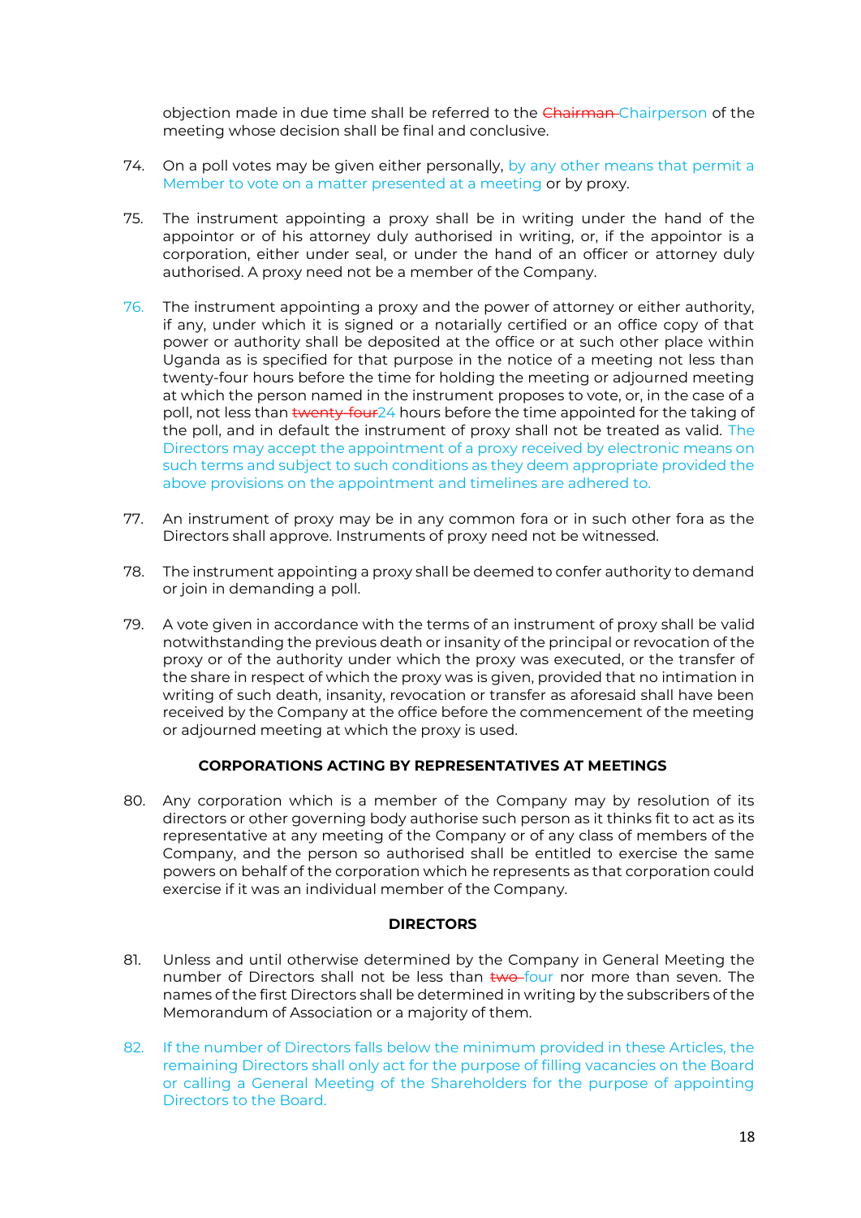objection made in due time shall be referred to the ~~Chairman~~ Chairperson of the meeting whose decision shall be final and conclusive.

74. On a poll votes may be given either personally, by any other means that permit a Member to vote on a matter presented at a meeting or by proxy.

75. The instrument appointing a proxy shall be in writing under the hand of the appointor or of his attorney duly authorised in writing, or, if the appointor is a corporation, either under seal, or under the hand of an officer or attorney duly authorised. A proxy need not be a member of the Company.

76. The instrument appointing a proxy and the power of attorney or either authority, if any, under which it is signed or a notarially certified or an office copy of that power or authority shall be deposited at the office or at such other place within Uganda as is specified for that purpose in the notice of a meeting not less than twenty-four hours before the time for holding the meeting or adjourned meeting at which the person named in the instrument proposes to vote, or, in the case of a poll, not less than ~~twenty-four~~24 hours before the time appointed for the taking of the poll, and in default the instrument of proxy shall not be treated as valid. The Directors may accept the appointment of a proxy received by electronic means on such terms and subject to such conditions as they deem appropriate provided the above provisions on the appointment and timelines are adhered to.

77. An instrument of proxy may be in any common fora or in such other fora as the Directors shall approve. Instruments of proxy need not be witnessed.

78. The instrument appointing a proxy shall be deemed to confer authority to demand or join in demanding a poll.

79. A vote given in accordance with the terms of an instrument of proxy shall be valid notwithstanding the previous death or insanity of the principal or revocation of the proxy or of the authority under which the proxy was executed, or the transfer of the share in respect of which the proxy was is given, provided that no intimation in writing of such death, insanity, revocation or transfer as aforesaid shall have been received by the Company at the office before the commencement of the meeting or adjourned meeting at which the proxy is used.

**CORPORATIONS ACTING BY REPRESENTATIVES AT MEETINGS**

80. Any corporation which is a member of the Company may by resolution of its directors or other governing body authorise such person as it thinks fit to act as its representative at any meeting of the Company or of any class of members of the Company, and the person so authorised shall be entitled to exercise the same powers on behalf of the corporation which he represents as that corporation could exercise if it was an individual member of the Company.

**DIRECTORS**

81. Unless and until otherwise determined by the Company in General Meeting the number of Directors shall not be less than ~~two~~ four nor more than seven. The names of the first Directors shall be determined in writing by the subscribers of the Memorandum of Association or a majority of them.

82. If the number of Directors falls below the minimum provided in these Articles, the remaining Directors shall only act for the purpose of filling vacancies on the Board or calling a General Meeting of the Shareholders for the purpose of appointing Directors to the Board.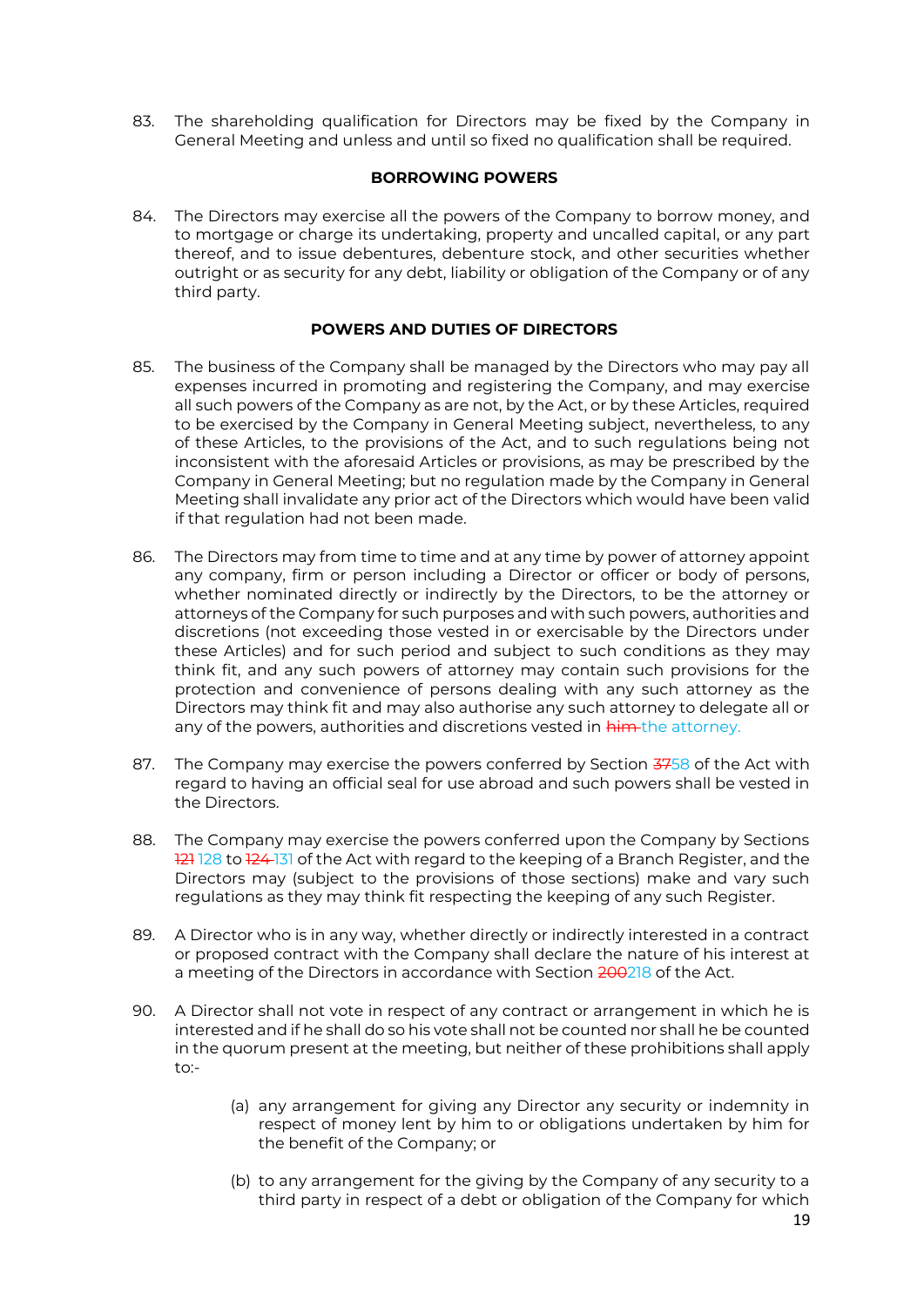83. The shareholding qualification for Directors may be fixed by the Company in General Meeting and unless and until so fixed no qualification shall be required.

**BORROWING POWERS**

84. The Directors may exercise all the powers of the Company to borrow money, and to mortgage or charge its undertaking, property and uncalled capital, or any part thereof, and to issue debentures, debenture stock, and other securities whether outright or as security for any debt, liability or obligation of the Company or of any third party.

**POWERS AND DUTIES OF DIRECTORS**

85. The business of the Company shall be managed by the Directors who may pay all expenses incurred in promoting and registering the Company, and may exercise all such powers of the Company as are not, by the Act, or by these Articles, required to be exercised by the Company in General Meeting subject, nevertheless, to any of these Articles, to the provisions of the Act, and to such regulations being not inconsistent with the aforesaid Articles or provisions, as may be prescribed by the Company in General Meeting; but no regulation made by the Company in General Meeting shall invalidate any prior act of the Directors which would have been valid if that regulation had not been made.

86. The Directors may from time to time and at any time by power of attorney appoint any company, firm or person including a Director or officer or body of persons, whether nominated directly or indirectly by the Directors, to be the attorney or attorneys of the Company for such purposes and with such powers, authorities and discretions (not exceeding those vested in or exercisable by the Directors under these Articles) and for such period and subject to such conditions as they may think fit, and any such powers of attorney may contain such provisions for the protection and convenience of persons dealing with any such attorney as the Directors may think fit and may also authorise any such attorney to delegate all or any of the powers, authorities and discretions vested in ~~him~~ the attorney.

87. The Company may exercise the powers conferred by Section ~~37~~58 of the Act with regard to having an official seal for use abroad and such powers shall be vested in the Directors.

88. The Company may exercise the powers conferred upon the Company by Sections ~~121~~ 128 to ~~124~~ 131 of the Act with regard to the keeping of a Branch Register, and the Directors may (subject to the provisions of those sections) make and vary such regulations as they may think fit respecting the keeping of any such Register.

89. A Director who is in any way, whether directly or indirectly interested in a contract or proposed contract with the Company shall declare the nature of his interest at a meeting of the Directors in accordance with Section ~~200~~218 of the Act.

90. A Director shall not vote in respect of any contract or arrangement in which he is interested and if he shall do so his vote shall not be counted nor shall he be counted in the quorum present at the meeting, but neither of these prohibitions shall apply to:-

    (a) any arrangement for giving any Director any security or indemnity in respect of money lent by him to or obligations undertaken by him for the benefit of the Company; or

    (b) to any arrangement for the giving by the Company of any security to a third party in respect of a debt or obligation of the Company for which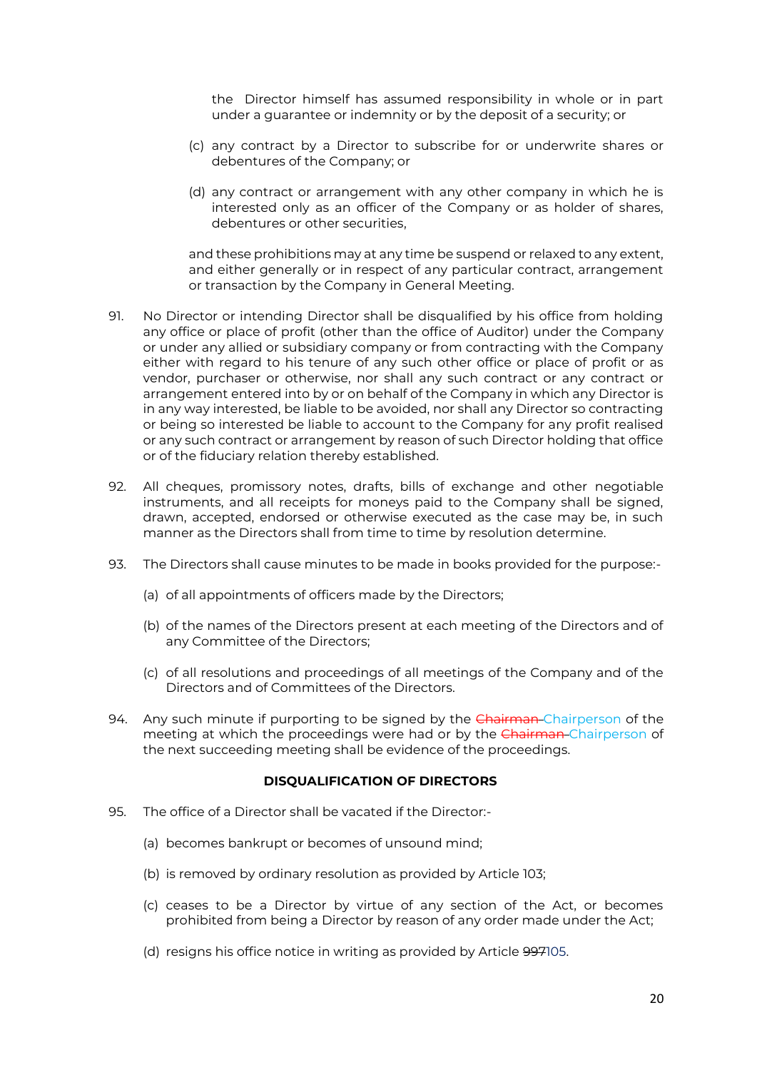the Director himself has assumed responsibility in whole or in part under a guarantee or indemnity or by the deposit of a security; or

(c) any contract by a Director to subscribe for or underwrite shares or debentures of the Company; or

(d) any contract or arrangement with any other company in which he is interested only as an officer of the Company or as holder of shares, debentures or other securities,

and these prohibitions may at any time be suspend or relaxed to any extent, and either generally or in respect of any particular contract, arrangement or transaction by the Company in General Meeting.

91. No Director or intending Director shall be disqualified by his office from holding any office or place of profit (other than the office of Auditor) under the Company or under any allied or subsidiary company or from contracting with the Company either with regard to his tenure of any such other office or place of profit or as vendor, purchaser or otherwise, nor shall any such contract or any contract or arrangement entered into by or on behalf of the Company in which any Director is in any way interested, be liable to be avoided, nor shall any Director so contracting or being so interested be liable to account to the Company for any profit realised or any such contract or arrangement by reason of such Director holding that office or of the fiduciary relation thereby established.

92. All cheques, promissory notes, drafts, bills of exchange and other negotiable instruments, and all receipts for moneys paid to the Company shall be signed, drawn, accepted, endorsed or otherwise executed as the case may be, in such manner as the Directors shall from time to time by resolution determine.

93. The Directors shall cause minutes to be made in books provided for the purpose:-

(a) of all appointments of officers made by the Directors;

(b) of the names of the Directors present at each meeting of the Directors and of any Committee of the Directors;

(c) of all resolutions and proceedings of all meetings of the Company and of the Directors and of Committees of the Directors.

94. Any such minute if purporting to be signed by the ~~Chairman~~ Chairperson of the meeting at which the proceedings were had or by the ~~Chairman~~ Chairperson of the next succeeding meeting shall be evidence of the proceedings.

**DISQUALIFICATION OF DIRECTORS**

95. The office of a Director shall be vacated if the Director:-

(a) becomes bankrupt or becomes of unsound mind;

(b) is removed by ordinary resolution as provided by Article 103;

(c) ceases to be a Director by virtue of any section of the Act, or becomes prohibited from being a Director by reason of any order made under the Act;

(d) resigns his office notice in writing as provided by Article ~~997~~105.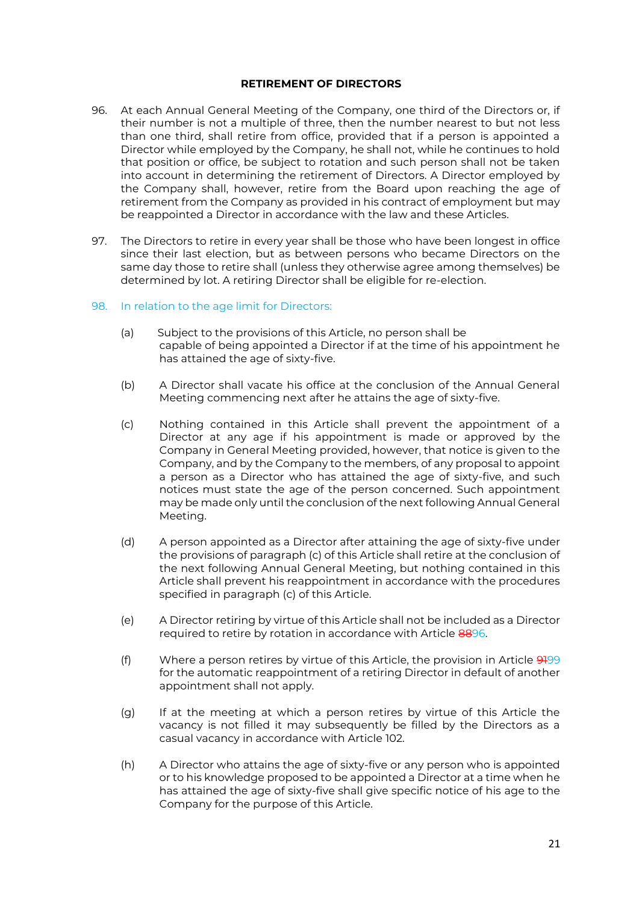**RETIREMENT OF DIRECTORS**

96. At each Annual General Meeting of the Company, one third of the Directors or, if their number is not a multiple of three, then the number nearest to but not less than one third, shall retire from office, provided that if a person is appointed a Director while employed by the Company, he shall not, while he continues to hold that position or office, be subject to rotation and such person shall not be taken into account in determining the retirement of Directors. A Director employed by the Company shall, however, retire from the Board upon reaching the age of retirement from the Company as provided in his contract of employment but may be reappointed a Director in accordance with the law and these Articles.

97. The Directors to retire in every year shall be those who have been longest in office since their last election, but as between persons who became Directors on the same day those to retire shall (unless they otherwise agree among themselves) be determined by lot. A retiring Director shall be eligible for re-election.

98. In relation to the age limit for Directors:

(a) Subject to the provisions of this Article, no person shall be capable of being appointed a Director if at the time of his appointment he has attained the age of sixty-five.

(b) A Director shall vacate his office at the conclusion of the Annual General Meeting commencing next after he attains the age of sixty-five.

(c) Nothing contained in this Article shall prevent the appointment of a Director at any age if his appointment is made or approved by the Company in General Meeting provided, however, that notice is given to the Company, and by the Company to the members, of any proposal to appoint a person as a Director who has attained the age of sixty-five, and such notices must state the age of the person concerned. Such appointment may be made only until the conclusion of the next following Annual General Meeting.

(d) A person appointed as a Director after attaining the age of sixty-five under the provisions of paragraph (c) of this Article shall retire at the conclusion of the next following Annual General Meeting, but nothing contained in this Article shall prevent his reappointment in accordance with the procedures specified in paragraph (c) of this Article.

(e) A Director retiring by virtue of this Article shall not be included as a Director required to retire by rotation in accordance with Article ~~88~~96.

(f) Where a person retires by virtue of this Article, the provision in Article ~~91~~99 for the automatic reappointment of a retiring Director in default of another appointment shall not apply.

(g) If at the meeting at which a person retires by virtue of this Article the vacancy is not filled it may subsequently be filled by the Directors as a casual vacancy in accordance with Article 102.

(h) A Director who attains the age of sixty-five or any person who is appointed or to his knowledge proposed to be appointed a Director at a time when he has attained the age of sixty-five shall give specific notice of his age to the Company for the purpose of this Article.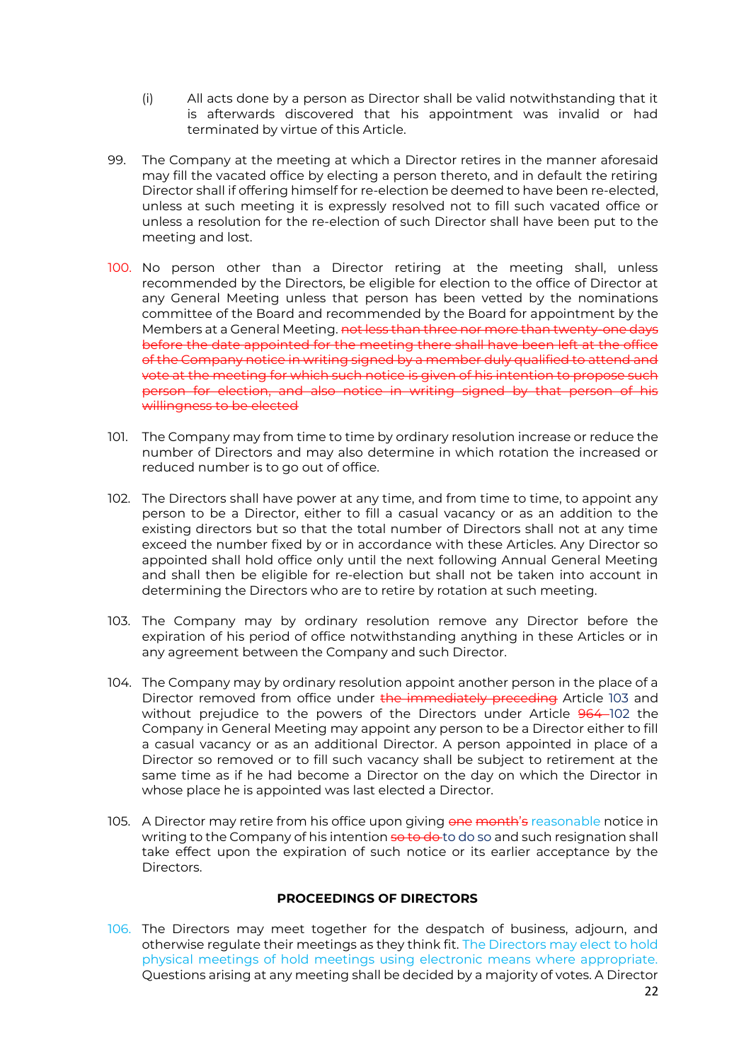(i) All acts done by a person as Director shall be valid notwithstanding that it is afterwards discovered that his appointment was invalid or had terminated by virtue of this Article.

99. The Company at the meeting at which a Director retires in the manner aforesaid may fill the vacated office by electing a person thereto, and in default the retiring Director shall if offering himself for re-election be deemed to have been re-elected, unless at such meeting it is expressly resolved not to fill such vacated office or unless a resolution for the re-election of such Director shall have been put to the meeting and lost.

100. No person other than a Director retiring at the meeting shall, unless recommended by the Directors, be eligible for election to the office of Director at any General Meeting unless that person has been vetted by the nominations committee of the Board and recommended by the Board for appointment by the Members at a General Meeting. ~~not less than three nor more than twenty-one days before the date appointed for the meeting there shall have been left at the office of the Company notice in writing signed by a member duly qualified to attend and vote at the meeting for which such notice is given of his intention to propose such person for election, and also notice in writing signed by that person of his willingness to be elected~~

101. The Company may from time to time by ordinary resolution increase or reduce the number of Directors and may also determine in which rotation the increased or reduced number is to go out of office.

102. The Directors shall have power at any time, and from time to time, to appoint any person to be a Director, either to fill a casual vacancy or as an addition to the existing directors but so that the total number of Directors shall not at any time exceed the number fixed by or in accordance with these Articles. Any Director so appointed shall hold office only until the next following Annual General Meeting and shall then be eligible for re-election but shall not be taken into account in determining the Directors who are to retire by rotation at such meeting.

103. The Company may by ordinary resolution remove any Director before the expiration of his period of office notwithstanding anything in these Articles or in any agreement between the Company and such Director.

104. The Company may by ordinary resolution appoint another person in the place of a Director removed from office under ~~the immediately preceding~~ Article 103 and without prejudice to the powers of the Directors under Article ~~964~~ 102 the Company in General Meeting may appoint any person to be a Director either to fill a casual vacancy or as an additional Director. A person appointed in place of a Director so removed or to fill such vacancy shall be subject to retirement at the same time as if he had become a Director on the day on which the Director in whose place he is appointed was last elected a Director.

105. A Director may retire from his office upon giving ~~one month's~~ reasonable notice in writing to the Company of his intention ~~so to do~~ to do so and such resignation shall take effect upon the expiration of such notice or its earlier acceptance by the Directors.

**PROCEEDINGS OF DIRECTORS**

106. The Directors may meet together for the despatch of business, adjourn, and otherwise regulate their meetings as they think fit. The Directors may elect to hold physical meetings of hold meetings using electronic means where appropriate. Questions arising at any meeting shall be decided by a majority of votes. A Director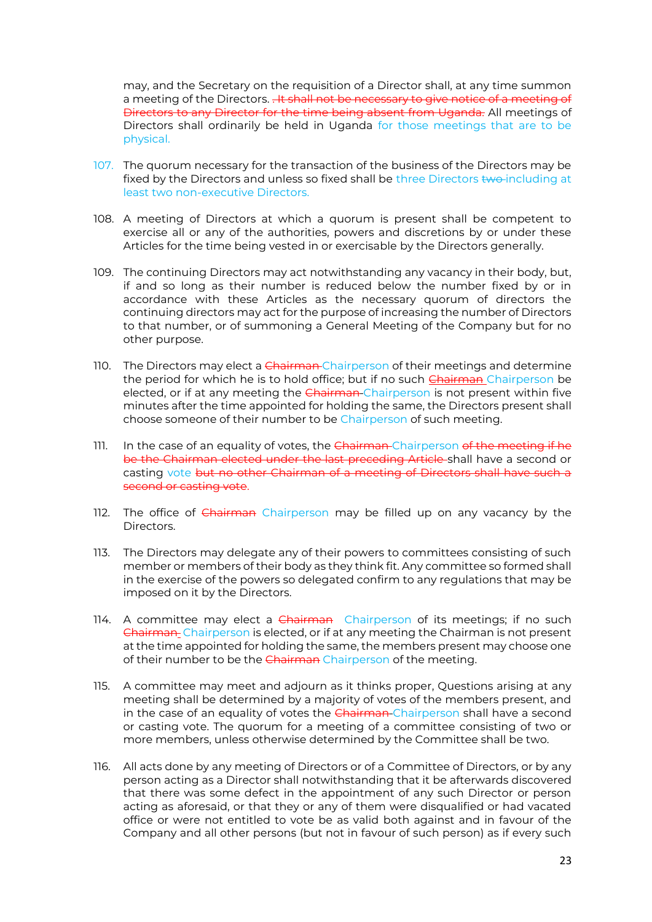may, and the Secretary on the requisition of a Director shall, at any time summon a meeting of the Directors. ~~It shall not be necessary to give notice of a meeting of Directors to any Director for the time being absent from Uganda.~~ All meetings of Directors shall ordinarily be held in Uganda for those meetings that are to be physical.

107. The quorum necessary for the transaction of the business of the Directors may be fixed by the Directors and unless so fixed shall be three Directors ~~two~~ including at least two non-executive Directors.

108. A meeting of Directors at which a quorum is present shall be competent to exercise all or any of the authorities, powers and discretions by or under these Articles for the time being vested in or exercisable by the Directors generally.

109. The continuing Directors may act notwithstanding any vacancy in their body, but, if and so long as their number is reduced below the number fixed by or in accordance with these Articles as the necessary quorum of directors the continuing directors may act for the purpose of increasing the number of Directors to that number, or of summoning a General Meeting of the Company but for no other purpose.

110. The Directors may elect a ~~Chairman~~ Chairperson of their meetings and determine the period for which he is to hold office; but if no such ~~Chairman~~ Chairperson be elected, or if at any meeting the ~~Chairman~~ Chairperson is not present within five minutes after the time appointed for holding the same, the Directors present shall choose someone of their number to be Chairperson of such meeting.

111. In the case of an equality of votes, the ~~Chairman~~ Chairperson ~~of the meeting if he be the Chairman elected under the last preceding Article~~ shall have a second or casting vote ~~but no other Chairman of a meeting of Directors shall have such a second or casting vote~~.

112. The office of ~~Chairman~~ Chairperson may be filled up on any vacancy by the Directors.

113. The Directors may delegate any of their powers to committees consisting of such member or members of their body as they think fit. Any committee so formed shall in the exercise of the powers so delegated confirm to any regulations that may be imposed on it by the Directors.

114. A committee may elect a ~~Chairman~~ Chairperson of its meetings; if no such ~~Chairman~~ Chairperson is elected, or if at any meeting the Chairman is not present at the time appointed for holding the same, the members present may choose one of their number to be the ~~Chairman~~ Chairperson of the meeting.

115. A committee may meet and adjourn as it thinks proper, Questions arising at any meeting shall be determined by a majority of votes of the members present, and in the case of an equality of votes the ~~Chairman~~ Chairperson shall have a second or casting vote. The quorum for a meeting of a committee consisting of two or more members, unless otherwise determined by the Committee shall be two.

116. All acts done by any meeting of Directors or of a Committee of Directors, or by any person acting as a Director shall notwithstanding that it be afterwards discovered that there was some defect in the appointment of any such Director or person acting as aforesaid, or that they or any of them were disqualified or had vacated office or were not entitled to vote be as valid both against and in favour of the Company and all other persons (but not in favour of such person) as if every such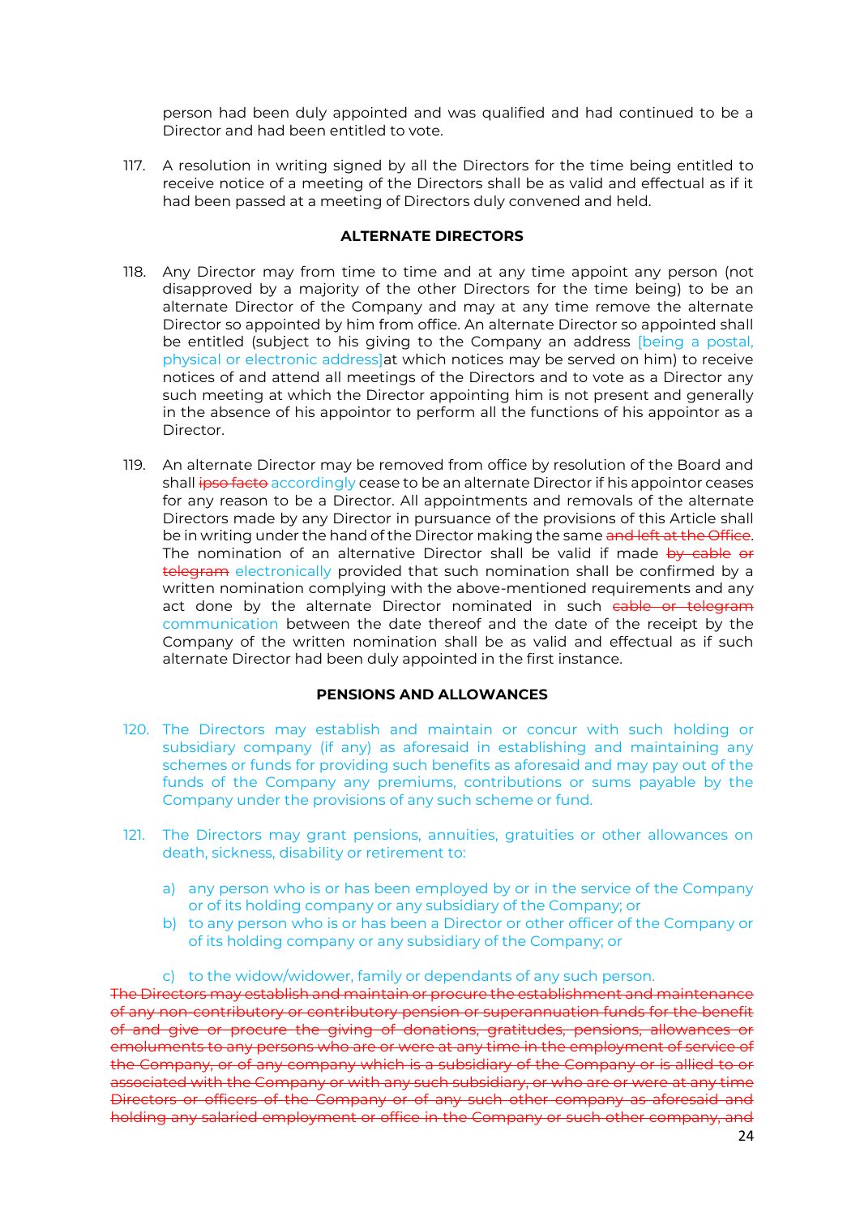person had been duly appointed and was qualified and had continued to be a Director and had been entitled to vote.

117. A resolution in writing signed by all the Directors for the time being entitled to receive notice of a meeting of the Directors shall be as valid and effectual as if it had been passed at a meeting of Directors duly convened and held.

**ALTERNATE DIRECTORS**

118. Any Director may from time to time and at any time appoint any person (not disapproved by a majority of the other Directors for the time being) to be an alternate Director of the Company and may at any time remove the alternate Director so appointed by him from office. An alternate Director so appointed shall be entitled (subject to his giving to the Company an address [being a postal, physical or electronic address]at which notices may be served on him) to receive notices of and attend all meetings of the Directors and to vote as a Director any such meeting at which the Director appointing him is not present and generally in the absence of his appointor to perform all the functions of his appointor as a Director.

119. An alternate Director may be removed from office by resolution of the Board and shall ~~ipso facto~~ accordingly cease to be an alternate Director if his appointor ceases for any reason to be a Director. All appointments and removals of the alternate Directors made by any Director in pursuance of the provisions of this Article shall be in writing under the hand of the Director making the same ~~and left at the Office~~. The nomination of an alternative Director shall be valid if made ~~by cable or telegram~~ electronically provided that such nomination shall be confirmed by a written nomination complying with the above-mentioned requirements and any act done by the alternate Director nominated in such ~~cable or telegram~~ communication between the date thereof and the date of the receipt by the Company of the written nomination shall be as valid and effectual as if such alternate Director had been duly appointed in the first instance.

**PENSIONS AND ALLOWANCES**

120. The Directors may establish and maintain or concur with such holding or subsidiary company (if any) as aforesaid in establishing and maintaining any schemes or funds for providing such benefits as aforesaid and may pay out of the funds of the Company any premiums, contributions or sums payable by the Company under the provisions of any such scheme or fund.

121. The Directors may grant pensions, annuities, gratuities or other allowances on death, sickness, disability or retirement to:

a) any person who is or has been employed by or in the service of the Company or of its holding company or any subsidiary of the Company; or
b) to any person who is or has been a Director or other officer of the Company or of its holding company or any subsidiary of the Company; or
c) to the widow/widower, family or dependants of any such person.

~~The Directors may establish and maintain or procure the establishment and maintenance of any non-contributory or contributory pension or superannuation funds for the benefit of and give or procure the giving of donations, gratitudes, pensions, allowances or emoluments to any persons who are or were at any time in the employment of service of the Company, or of any company which is a subsidiary of the Company or is allied to or associated with the Company or with any such subsidiary, or who are or were at any time Directors or officers of the Company or of any such other company as aforesaid and holding any salaried employment or office in the Company or such other company, and~~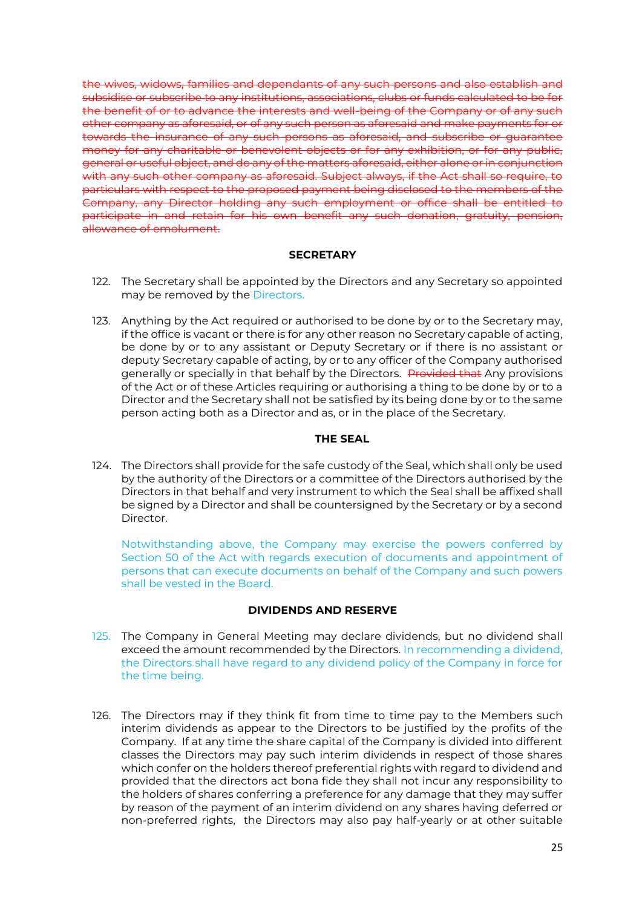~~the wives, widows, families and dependants of any such persons and also establish and subsidise or subscribe to any institutions, associations, clubs or funds calculated to be for the benefit of or to advance the interests and well-being of the Company or of any such other company as aforesaid, or of any such person as aforesaid and make payments for or towards the insurance of any such persons as aforesaid, and subscribe or guarantee money for any charitable or benevolent objects or for any exhibition, or for any public, general or useful object, and do any of the matters aforesaid, either alone or in conjunction with any such other company as aforesaid. Subject always, if the Act shall so require, to particulars with respect to the proposed payment being disclosed to the members of the Company, any Director holding any such employment or office shall be entitled to participate in and retain for his own benefit any such donation, gratuity, pension, allowance of emolument.~~

## SECRETARY

122. The Secretary shall be appointed by the Directors and any Secretary so appointed may be removed by the Directors.

123. Anything by the Act required or authorised to be done by or to the Secretary may, if the office is vacant or there is for any other reason no Secretary capable of acting, be done by or to any assistant or Deputy Secretary or if there is no assistant or deputy Secretary capable of acting, by or to any officer of the Company authorised generally or specially in that behalf by the Directors. ~~Provided that~~ Any provisions of the Act or of these Articles requiring or authorising a thing to be done by or to a Director and the Secretary shall not be satisfied by its being done by or to the same person acting both as a Director and as, or in the place of the Secretary.

## THE SEAL

124. The Directors shall provide for the safe custody of the Seal, which shall only be used by the authority of the Directors or a committee of the Directors authorised by the Directors in that behalf and very instrument to which the Seal shall be affixed shall be signed by a Director and shall be countersigned by the Secretary or by a second Director.

    Notwithstanding above, the Company may exercise the powers conferred by Section 50 of the Act with regards execution of documents and appointment of persons that can execute documents on behalf of the Company and such powers shall be vested in the Board.

## DIVIDENDS AND RESERVE

125. The Company in General Meeting may declare dividends, but no dividend shall exceed the amount recommended by the Directors. In recommending a dividend, the Directors shall have regard to any dividend policy of the Company in force for the time being.

126. The Directors may if they think fit from time to time pay to the Members such interim dividends as appear to the Directors to be justified by the profits of the Company. If at any time the share capital of the Company is divided into different classes the Directors may pay such interim dividends in respect of those shares which confer on the holders thereof preferential rights with regard to dividend and provided that the directors act bona fide they shall not incur any responsibility to the holders of shares conferring a preference for any damage that they may suffer by reason of the payment of an interim dividend on any shares having deferred or non-preferred rights, the Directors may also pay half-yearly or at other suitable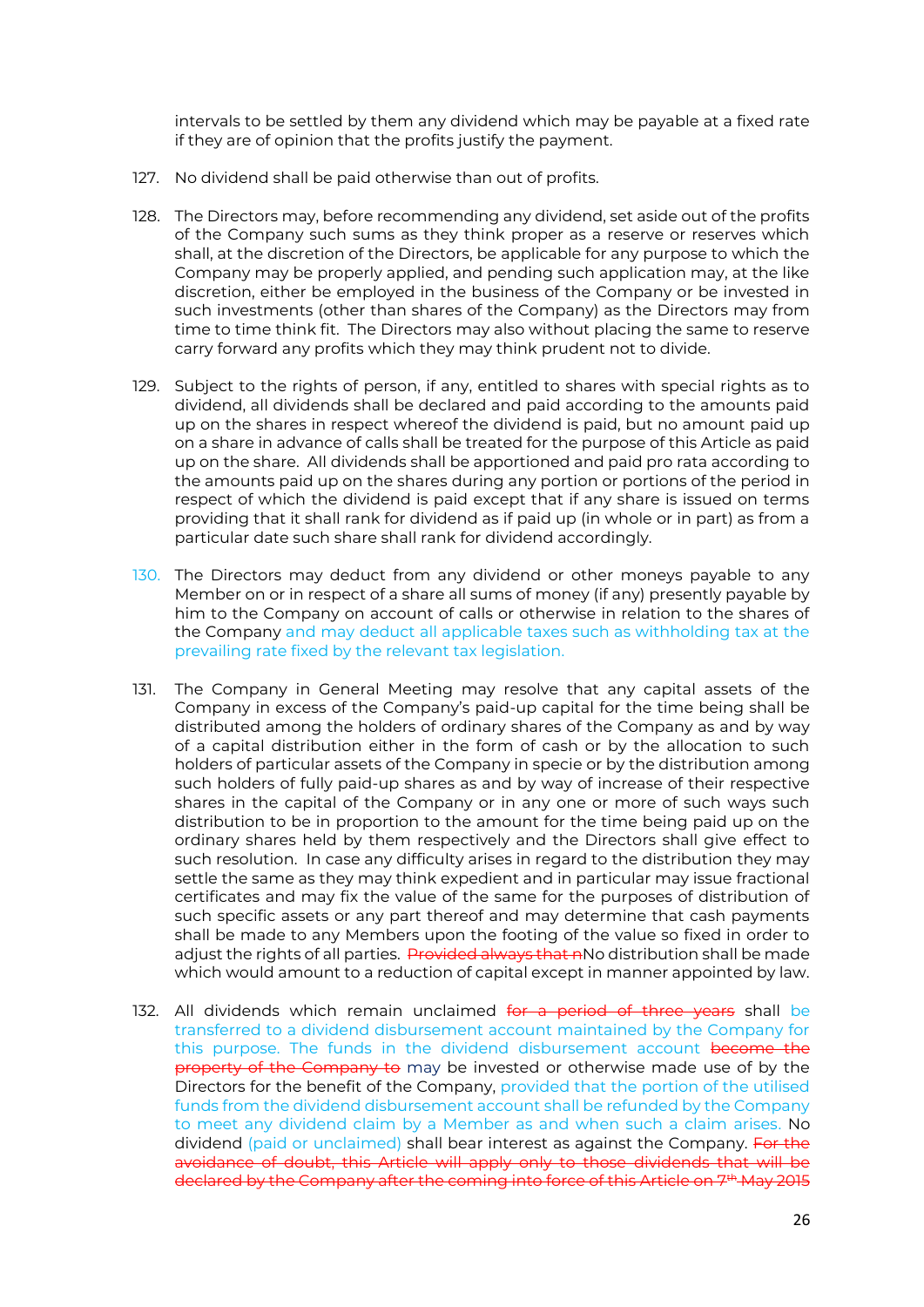intervals to be settled by them any dividend which may be payable at a fixed rate if they are of opinion that the profits justify the payment.

127. No dividend shall be paid otherwise than out of profits.

128. The Directors may, before recommending any dividend, set aside out of the profits of the Company such sums as they think proper as a reserve or reserves which shall, at the discretion of the Directors, be applicable for any purpose to which the Company may be properly applied, and pending such application may, at the like discretion, either be employed in the business of the Company or be invested in such investments (other than shares of the Company) as the Directors may from time to time think fit. The Directors may also without placing the same to reserve carry forward any profits which they may think prudent not to divide.

129. Subject to the rights of person, if any, entitled to shares with special rights as to dividend, all dividends shall be declared and paid according to the amounts paid up on the shares in respect whereof the dividend is paid, but no amount paid up on a share in advance of calls shall be treated for the purpose of this Article as paid up on the share. All dividends shall be apportioned and paid pro rata according to the amounts paid up on the shares during any portion or portions of the period in respect of which the dividend is paid except that if any share is issued on terms providing that it shall rank for dividend as if paid up (in whole or in part) as from a particular date such share shall rank for dividend accordingly.

130. The Directors may deduct from any dividend or other moneys payable to any Member on or in respect of a share all sums of money (if any) presently payable by him to the Company on account of calls or otherwise in relation to the shares of the Company and may deduct all applicable taxes such as withholding tax at the prevailing rate fixed by the relevant tax legislation.

131. The Company in General Meeting may resolve that any capital assets of the Company in excess of the Company's paid-up capital for the time being shall be distributed among the holders of ordinary shares of the Company as and by way of a capital distribution either in the form of cash or by the allocation to such holders of particular assets of the Company in specie or by the distribution among such holders of fully paid-up shares as and by way of increase of their respective shares in the capital of the Company or in any one or more of such ways such distribution to be in proportion to the amount for the time being paid up on the ordinary shares held by them respectively and the Directors shall give effect to such resolution. In case any difficulty arises in regard to the distribution they may settle the same as they may think expedient and in particular may issue fractional certificates and may fix the value of the same for the purposes of distribution of such specific assets or any part thereof and may determine that cash payments shall be made to any Members upon the footing of the value so fixed in order to adjust the rights of all parties. ~~Provided always that n~~No distribution shall be made which would amount to a reduction of capital except in manner appointed by law.

132. All dividends which remain unclaimed ~~for a period of three years~~ shall be transferred to a dividend disbursement account maintained by the Company for this purpose. The funds in the dividend disbursement account ~~become the property of the Company to~~ may be invested or otherwise made use of by the Directors for the benefit of the Company, provided that the portion of the utilised funds from the dividend disbursement account shall be refunded by the Company to meet any dividend claim by a Member as and when such a claim arises. No dividend (paid or unclaimed) shall bear interest as against the Company. ~~For the avoidance of doubt, this Article will apply only to those dividends that will be declared by the Company after the coming into force of this Article on 7th May 2015~~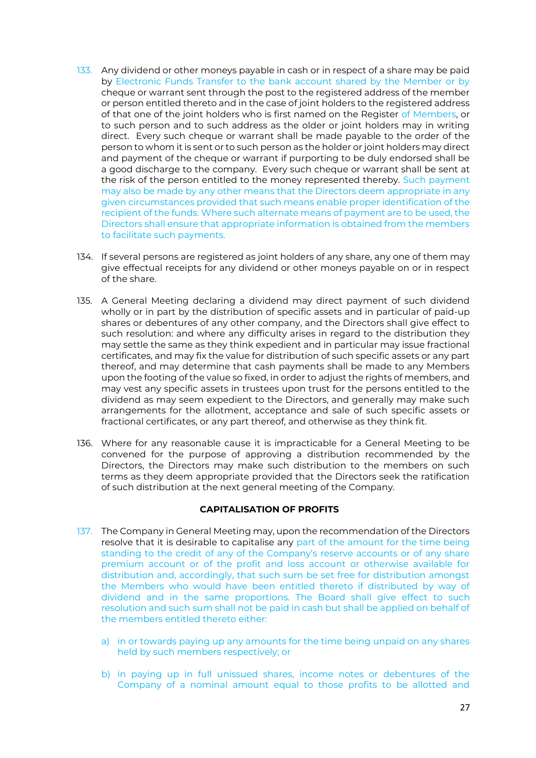133. Any dividend or other moneys payable in cash or in respect of a share may be paid by Electronic Funds Transfer to the bank account shared by the Member or by cheque or warrant sent through the post to the registered address of the member or person entitled thereto and in the case of joint holders to the registered address of that one of the joint holders who is first named on the Register of Members, or to such person and to such address as the older or joint holders may in writing direct. Every such cheque or warrant shall be made payable to the order of the person to whom it is sent or to such person as the holder or joint holders may direct and payment of the cheque or warrant if purporting to be duly endorsed shall be a good discharge to the company. Every such cheque or warrant shall be sent at the risk of the person entitled to the money represented thereby. Such payment may also be made by any other means that the Directors deem appropriate in any given circumstances provided that such means enable proper identification of the recipient of the funds. Where such alternate means of payment are to be used, the Directors shall ensure that appropriate information is obtained from the members to facilitate such payments.

134. If several persons are registered as joint holders of any share, any one of them may give effectual receipts for any dividend or other moneys payable on or in respect of the share.

135. A General Meeting declaring a dividend may direct payment of such dividend wholly or in part by the distribution of specific assets and in particular of paid-up shares or debentures of any other company, and the Directors shall give effect to such resolution: and where any difficulty arises in regard to the distribution they may settle the same as they think expedient and in particular may issue fractional certificates, and may fix the value for distribution of such specific assets or any part thereof, and may determine that cash payments shall be made to any Members upon the footing of the value so fixed, in order to adjust the rights of members, and may vest any specific assets in trustees upon trust for the persons entitled to the dividend as may seem expedient to the Directors, and generally may make such arrangements for the allotment, acceptance and sale of such specific assets or fractional certificates, or any part thereof, and otherwise as they think fit.

136. Where for any reasonable cause it is impracticable for a General Meeting to be convened for the purpose of approving a distribution recommended by the Directors, the Directors may make such distribution to the members on such terms as they deem appropriate provided that the Directors seek the ratification of such distribution at the next general meeting of the Company.

**CAPITALISATION OF PROFITS**

137. The Company in General Meeting may, upon the recommendation of the Directors resolve that it is desirable to capitalise any part of the amount for the time being standing to the credit of any of the Company's reserve accounts or of any share premium account or of the profit and loss account or otherwise available for distribution and, accordingly, that such sum be set free for distribution amongst the Members who would have been entitled thereto if distributed by way of dividend and in the same proportions. The Board shall give effect to such resolution and such sum shall not be paid in cash but shall be applied on behalf of the members entitled thereto either:

a) in or towards paying up any amounts for the time being unpaid on any shares held by such members respectively; or

b) in paying up in full unissued shares, income notes or debentures of the Company of a nominal amount equal to those profits to be allotted and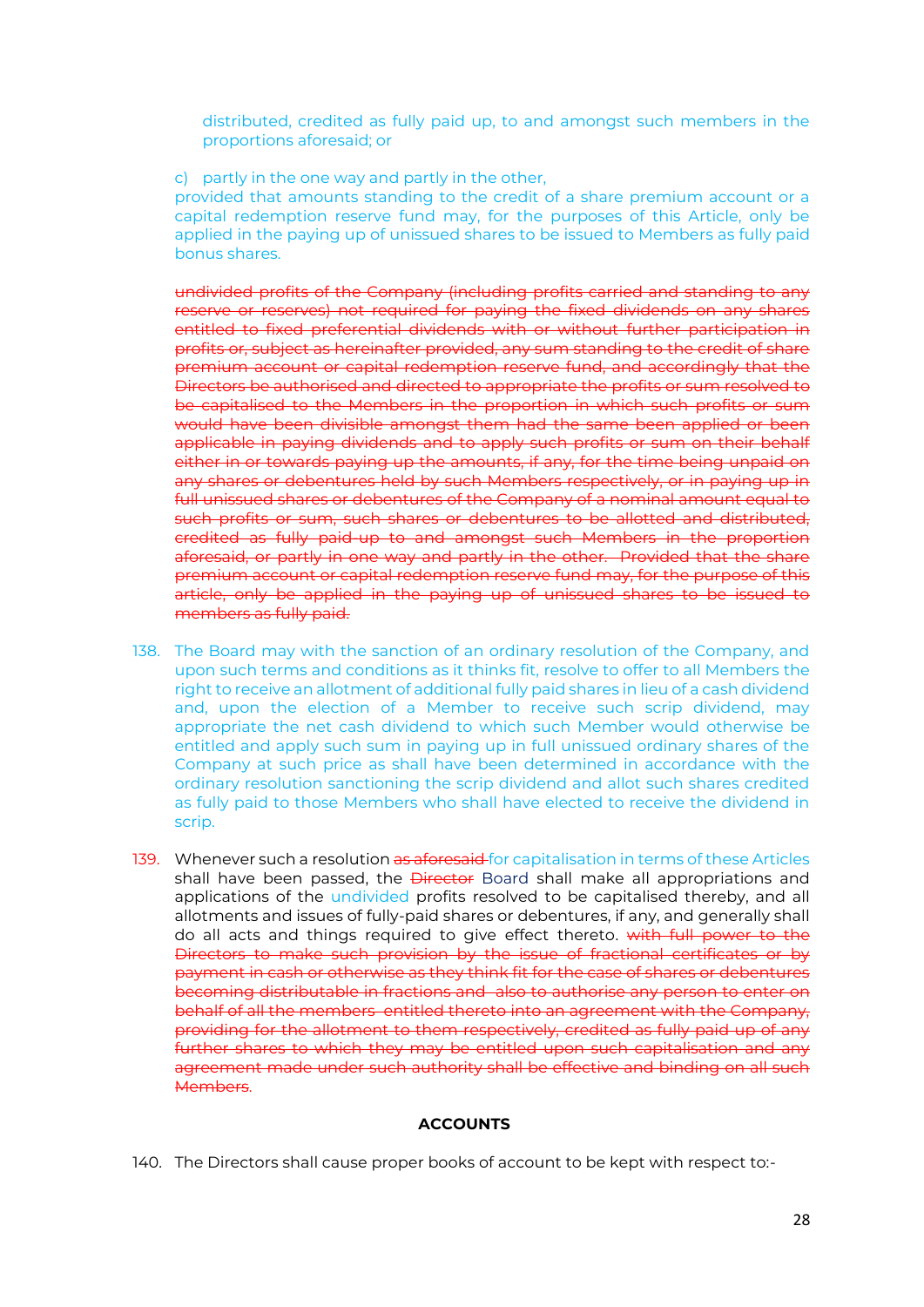distributed, credited as fully paid up, to and amongst such members in the proportions aforesaid; or

c) partly in the one way and partly in the other,

provided that amounts standing to the credit of a share premium account or a capital redemption reserve fund may, for the purposes of this Article, only be applied in the paying up of unissued shares to be issued to Members as fully paid bonus shares.

~~undivided profits of the Company (including profits carried and standing to any reserve or reserves) not required for paying the fixed dividends on any shares entitled to fixed preferential dividends with or without further participation in profits or, subject as hereinafter provided, any sum standing to the credit of share premium account or capital redemption reserve fund, and accordingly that the Directors be authorised and directed to appropriate the profits or sum resolved to be capitalised to the Members in the proportion in which such profits or sum would have been divisible amongst them had the same been applied or been applicable in paying dividends and to apply such profits or sum on their behalf either in or towards paying up the amounts, if any, for the time being unpaid on any shares or debentures held by such Members respectively, or in paying up in full unissued shares or debentures of the Company of a nominal amount equal to such profits or sum, such shares or debentures to be allotted and distributed, credited as fully paid up to and amongst such Members in the proportion aforesaid, or partly in one way and partly in the other. Provided that the share premium account or capital redemption reserve fund may, for the purpose of this article, only be applied in the paying up of unissued shares to be issued to members as fully paid.~~

138. The Board may with the sanction of an ordinary resolution of the Company, and upon such terms and conditions as it thinks fit, resolve to offer to all Members the right to receive an allotment of additional fully paid shares in lieu of a cash dividend and, upon the election of a Member to receive such scrip dividend, may appropriate the net cash dividend to which such Member would otherwise be entitled and apply such sum in paying up in full unissued ordinary shares of the Company at such price as shall have been determined in accordance with the ordinary resolution sanctioning the scrip dividend and allot such shares credited as fully paid to those Members who shall have elected to receive the dividend in scrip.

139. Whenever such a resolution ~~as aforesaid~~ for capitalisation in terms of these Articles shall have been passed, the ~~Director~~ Board shall make all appropriations and applications of the undivided profits resolved to be capitalised thereby, and all allotments and issues of fully-paid shares or debentures, if any, and generally shall do all acts and things required to give effect thereto. ~~with full power to the Directors to make such provision by the issue of fractional certificates or by payment in cash or otherwise as they think fit for the case of shares or debentures becoming distributable in fractions and also to authorise any person to enter on behalf of all the members entitled thereto into an agreement with the Company, providing for the allotment to them respectively, credited as fully paid up of any further shares to which they may be entitled upon such capitalisation and any agreement made under such authority shall be effective and binding on all such Members.~~

## ACCOUNTS

140. The Directors shall cause proper books of account to be kept with respect to:-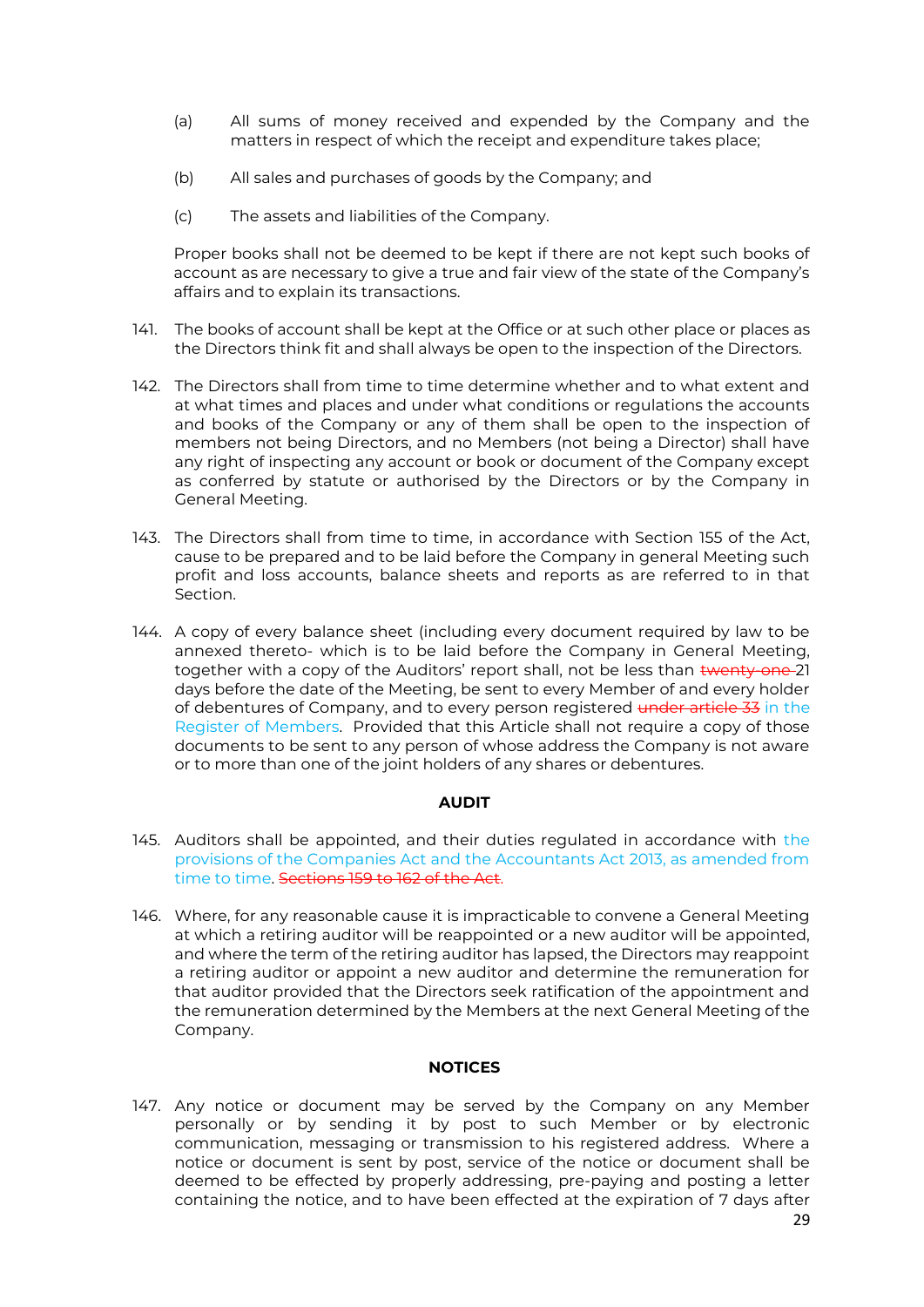(a) All sums of money received and expended by the Company and the matters in respect of which the receipt and expenditure takes place;

(b) All sales and purchases of goods by the Company; and

(c) The assets and liabilities of the Company.

Proper books shall not be deemed to be kept if there are not kept such books of account as are necessary to give a true and fair view of the state of the Company's affairs and to explain its transactions.

141. The books of account shall be kept at the Office or at such other place or places as the Directors think fit and shall always be open to the inspection of the Directors.

142. The Directors shall from time to time determine whether and to what extent and at what times and places and under what conditions or regulations the accounts and books of the Company or any of them shall be open to the inspection of members not being Directors, and no Members (not being a Director) shall have any right of inspecting any account or book or document of the Company except as conferred by statute or authorised by the Directors or by the Company in General Meeting.

143. The Directors shall from time to time, in accordance with Section 155 of the Act, cause to be prepared and to be laid before the Company in general Meeting such profit and loss accounts, balance sheets and reports as are referred to in that Section.

144. A copy of every balance sheet (including every document required by law to be annexed thereto- which is to be laid before the Company in General Meeting, together with a copy of the Auditors' report shall, not be less than ~~twenty-one~~ 21 days before the date of the Meeting, be sent to every Member of and every holder of debentures of Company, and to every person registered ~~under article 33~~ in the Register of Members. Provided that this Article shall not require a copy of those documents to be sent to any person of whose address the Company is not aware or to more than one of the joint holders of any shares or debentures.

**AUDIT**

145. Auditors shall be appointed, and their duties regulated in accordance with the provisions of the Companies Act and the Accountants Act 2013, as amended from time to time. ~~Sections 159 to 162 of the Act.~~

146. Where, for any reasonable cause it is impracticable to convene a General Meeting at which a retiring auditor will be reappointed or a new auditor will be appointed, and where the term of the retiring auditor has lapsed, the Directors may reappoint a retiring auditor or appoint a new auditor and determine the remuneration for that auditor provided that the Directors seek ratification of the appointment and the remuneration determined by the Members at the next General Meeting of the Company.

**NOTICES**

147. Any notice or document may be served by the Company on any Member personally or by sending it by post to such Member or by electronic communication, messaging or transmission to his registered address. Where a notice or document is sent by post, service of the notice or document shall be deemed to be effected by properly addressing, pre-paying and posting a letter containing the notice, and to have been effected at the expiration of 7 days after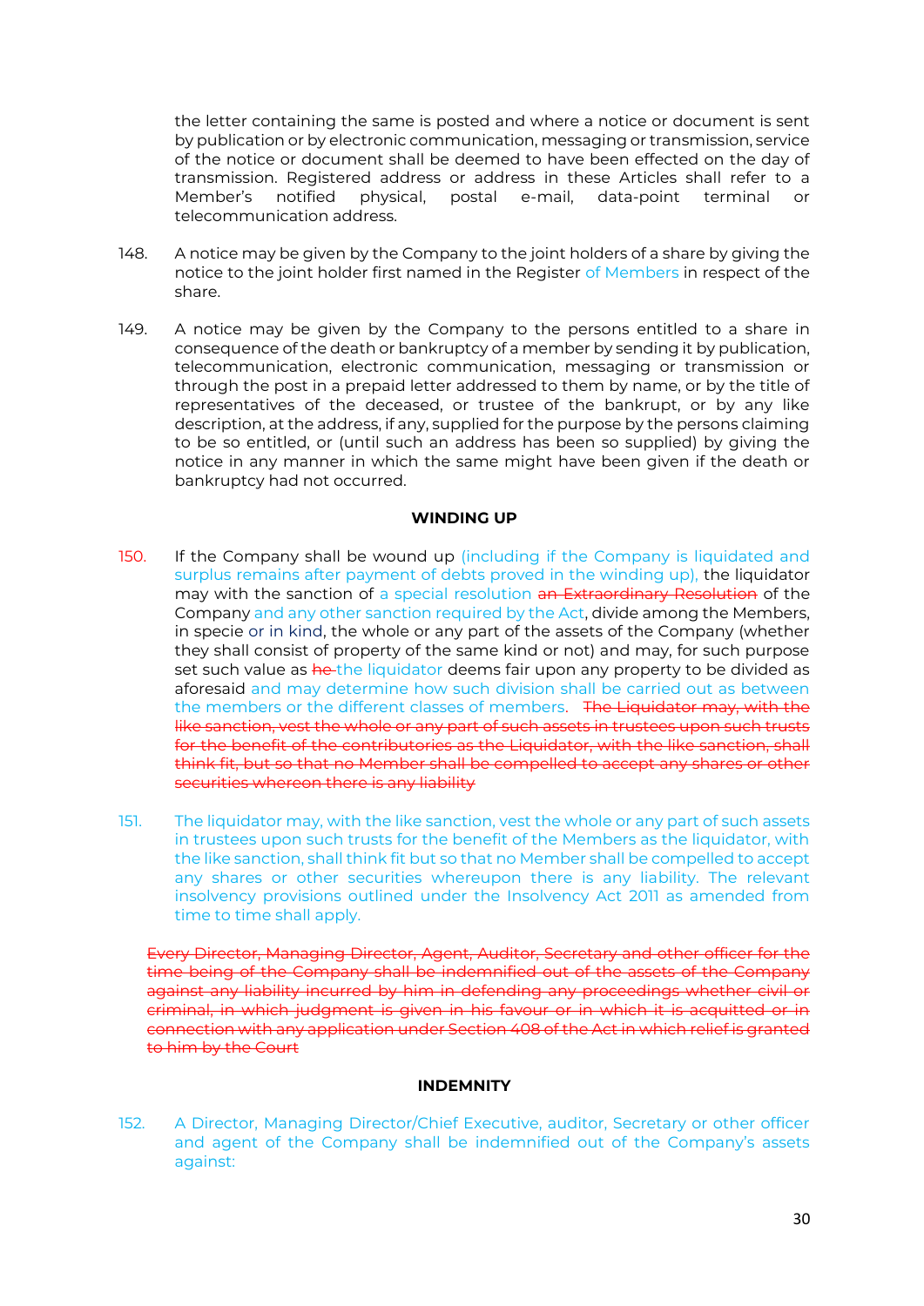the letter containing the same is posted and where a notice or document is sent by publication or by electronic communication, messaging or transmission, service of the notice or document shall be deemed to have been effected on the day of transmission. Registered address or address in these Articles shall refer to a Member's notified physical, postal e-mail, data-point terminal or telecommunication address.

148. A notice may be given by the Company to the joint holders of a share by giving the notice to the joint holder first named in the Register of Members in respect of the share.

149. A notice may be given by the Company to the persons entitled to a share in consequence of the death or bankruptcy of a member by sending it by publication, telecommunication, electronic communication, messaging or transmission or through the post in a prepaid letter addressed to them by name, or by the title of representatives of the deceased, or trustee of the bankrupt, or by any like description, at the address, if any, supplied for the purpose by the persons claiming to be so entitled, or (until such an address has been so supplied) by giving the notice in any manner in which the same might have been given if the death or bankruptcy had not occurred.

**WINDING UP**

150. If the Company shall be wound up (including if the Company is liquidated and surplus remains after payment of debts proved in the winding up), the liquidator may with the sanction of a special resolution ~~an Extraordinary Resolution~~ of the Company and any other sanction required by the Act, divide among the Members, in specie or in kind, the whole or any part of the assets of the Company (whether they shall consist of property of the same kind or not) and may, for such purpose set such value as ~~he~~ the liquidator deems fair upon any property to be divided as aforesaid and may determine how such division shall be carried out as between the members or the different classes of members. ~~The Liquidator may, with the like sanction, vest the whole or any part of such assets in trustees upon such trusts for the benefit of the contributories as the Liquidator, with the like sanction, shall think fit, but so that no Member shall be compelled to accept any shares or other securities whereon there is any liability~~

151. The liquidator may, with the like sanction, vest the whole or any part of such assets in trustees upon such trusts for the benefit of the Members as the liquidator, with the like sanction, shall think fit but so that no Member shall be compelled to accept any shares or other securities whereupon there is any liability. The relevant insolvency provisions outlined under the Insolvency Act 2011 as amended from time to time shall apply.

~~Every Director, Managing Director, Agent, Auditor, Secretary and other officer for the time being of the Company shall be indemnified out of the assets of the Company against any liability incurred by him in defending any proceedings whether civil or criminal, in which judgment is given in his favour or in which it is acquitted or in connection with any application under Section 408 of the Act in which relief is granted to him by the Court~~

**INDEMNITY**

152. A Director, Managing Director/Chief Executive, auditor, Secretary or other officer and agent of the Company shall be indemnified out of the Company's assets against: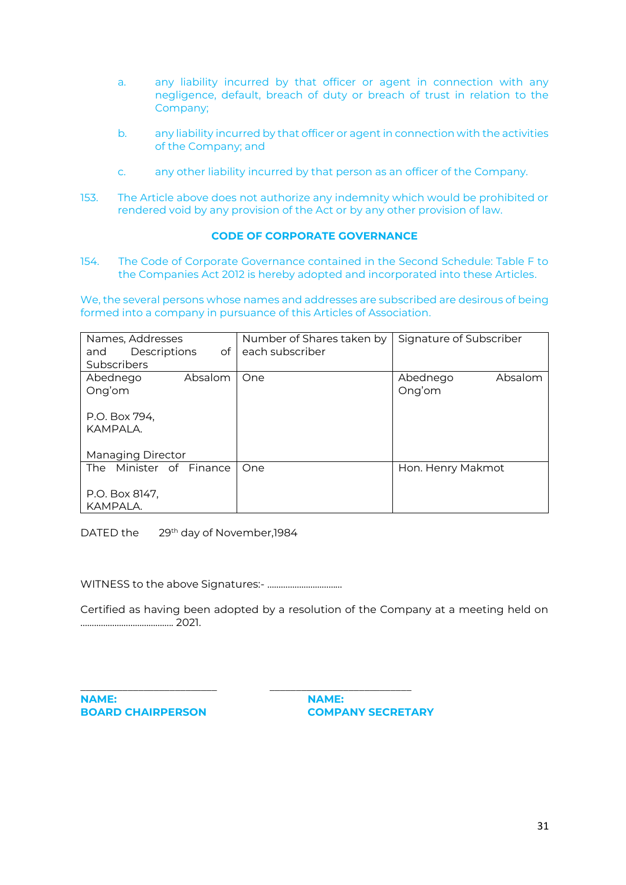a. any liability incurred by that officer or agent in connection with any negligence, default, breach of duty or breach of trust in relation to the Company;

b. any liability incurred by that officer or agent in connection with the activities of the Company; and

c. any other liability incurred by that person as an officer of the Company.

153. The Article above does not authorize any indemnity which would be prohibited or rendered void by any provision of the Act or by any other provision of law.

## CODE OF CORPORATE GOVERNANCE

154. The Code of Corporate Governance contained in the Second Schedule: Table F to the Companies Act 2012 is hereby adopted and incorporated into these Articles.

We, the several persons whose names and addresses are subscribed are desirous of being formed into a company in pursuance of this Articles of Association.

| Names, Addresses and Descriptions of Subscribers | Number of Shares taken by each subscriber | Signature of Subscriber |
|---|---|---|
| Abednego Absalom Ong'om<br><br>P.O. Box 794,<br>KAMPALA.<br><br>Managing Director | One | Abednego Absalom Ong'om |
| The Minister of Finance<br><br>P.O. Box 8147,<br>KAMPALA. | One | Hon. Henry Makmot |

DATED the 29th day of November,1984

WITNESS to the above Signatures:- ................................

Certified as having been adopted by a resolution of the Company at a meeting held on ........................................ 2021.

\_\_\_\_\_\_\_\_\_\_\_\_\_\_\_\_\_\_\_\_\_\_\_\_\_\_
**NAME:**
**BOARD CHAIRPERSON**

\_\_\_\_\_\_\_\_\_\_\_\_\_\_\_\_\_\_\_\_\_\_\_\_\_\_
**NAME:**
**COMPANY SECRETARY**